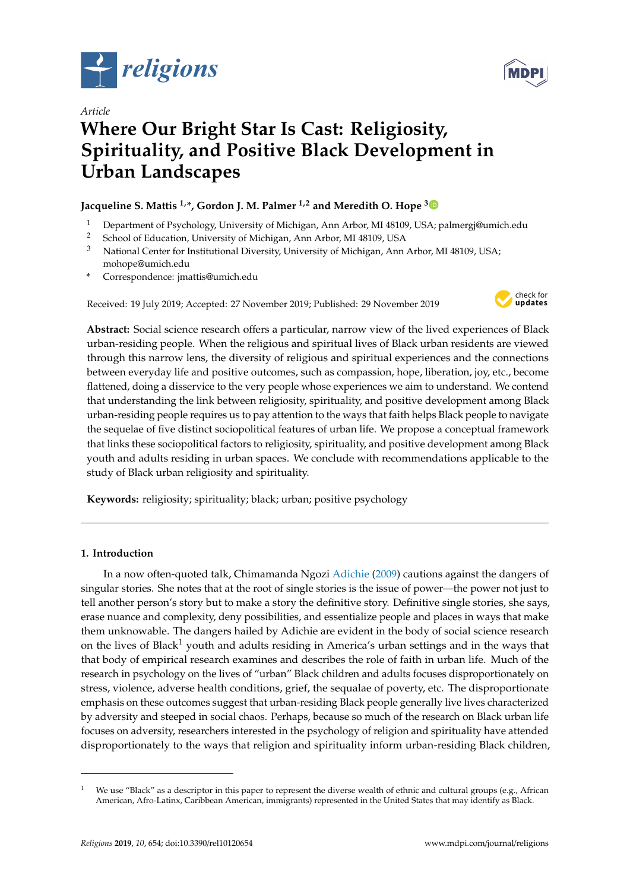*Article*

# Where Our Bright Star Is Cast: Religiosity, Spirituality, and Positive Black Development in Urban Landscapes

**Jacqueline S. Mattis [1,*], Gordon J. M. Palmer [1,2] and Meredith O. Hope [3]**

[1] Department of Psychology, University of Michigan, Ann Arbor, MI 48109, USA; palmergj@umich.edu
[2] School of Education, University of Michigan, Ann Arbor, MI 48109, USA
[3] National Center for Institutional Diversity, University of Michigan, Ann Arbor, MI 48109, USA; mohope@umich.edu
\* Correspondence: jmattis@umich.edu

Received: 19 July 2019; Accepted: 27 November 2019; Published: 29 November 2019

**Abstract:** Social science research offers a particular, narrow view of the lived experiences of Black urban-residing people. When the religious and spiritual lives of Black urban residents are viewed through this narrow lens, the diversity of religious and spiritual experiences and the connections between everyday life and positive outcomes, such as compassion, hope, liberation, joy, etc., become flattened, doing a disservice to the very people whose experiences we aim to understand. We contend that understanding the link between religiosity, spirituality, and positive development among Black urban-residing people requires us to pay attention to the ways that faith helps Black people to navigate the sequelae of five distinct sociopolitical features of urban life. We propose a conceptual framework that links these sociopolitical factors to religiosity, spirituality, and positive development among Black youth and adults residing in urban spaces. We conclude with recommendations applicable to the study of Black urban religiosity and spirituality.

**Keywords:** religiosity; spirituality; black; urban; positive psychology

## 1. Introduction

In a now often-quoted talk, Chimamanda Ngozi Adichie (2009) cautions against the dangers of singular stories. She notes that at the root of single stories is the issue of power—the power not just to tell another person's story but to make a story the definitive story. Definitive single stories, she says, erase nuance and complexity, deny possibilities, and essentialize people and places in ways that make them unknowable. The dangers hailed by Adichie are evident in the body of social science research on the lives of Black[1] youth and adults residing in America's urban settings and in the ways that that body of empirical research examines and describes the role of faith in urban life. Much of the research in psychology on the lives of "urban" Black children and adults focuses disproportionately on stress, violence, adverse health conditions, grief, the sequalae of poverty, etc. The disproportionate emphasis on these outcomes suggest that urban-residing Black people generally live lives characterized by adversity and steeped in social chaos. Perhaps, because so much of the research on Black urban life focuses on adversity, researchers interested in the psychology of religion and spirituality have attended disproportionately to the ways that religion and spirituality inform urban-residing Black children,

[1] We use "Black" as a descriptor in this paper to represent the diverse wealth of ethnic and cultural groups (e.g., African American, Afro-Latinx, Caribbean American, immigrants) represented in the United States that may identify as Black.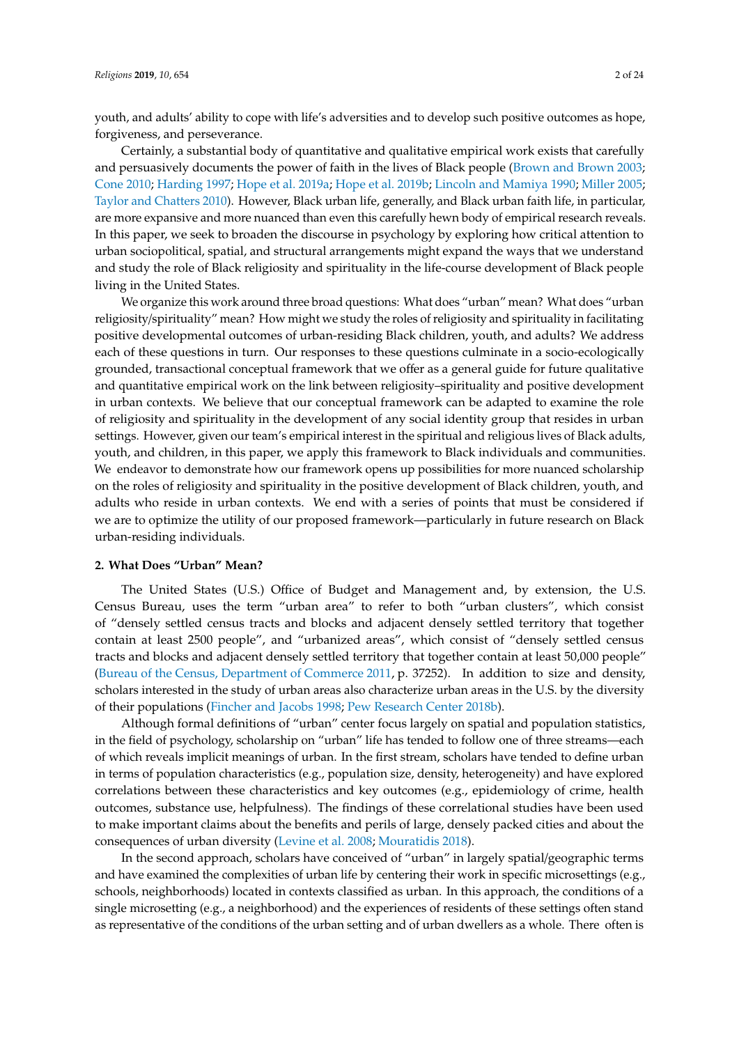youth, and adults' ability to cope with life's adversities and to develop such positive outcomes as hope, forgiveness, and perseverance.

Certainly, a substantial body of quantitative and qualitative empirical work exists that carefully and persuasively documents the power of faith in the lives of Black people (Brown and Brown 2003; Cone 2010; Harding 1997; Hope et al. 2019a; Hope et al. 2019b; Lincoln and Mamiya 1990; Miller 2005; Taylor and Chatters 2010). However, Black urban life, generally, and Black urban faith life, in particular, are more expansive and more nuanced than even this carefully hewn body of empirical research reveals. In this paper, we seek to broaden the discourse in psychology by exploring how critical attention to urban sociopolitical, spatial, and structural arrangements might expand the ways that we understand and study the role of Black religiosity and spirituality in the life-course development of Black people living in the United States.

We organize this work around three broad questions: What does "urban" mean? What does "urban religiosity/spirituality" mean? How might we study the roles of religiosity and spirituality in facilitating positive developmental outcomes of urban-residing Black children, youth, and adults? We address each of these questions in turn. Our responses to these questions culminate in a socio-ecologically grounded, transactional conceptual framework that we offer as a general guide for future qualitative and quantitative empirical work on the link between religiosity–spirituality and positive development in urban contexts. We believe that our conceptual framework can be adapted to examine the role of religiosity and spirituality in the development of any social identity group that resides in urban settings. However, given our team's empirical interest in the spiritual and religious lives of Black adults, youth, and children, in this paper, we apply this framework to Black individuals and communities. We endeavor to demonstrate how our framework opens up possibilities for more nuanced scholarship on the roles of religiosity and spirituality in the positive development of Black children, youth, and adults who reside in urban contexts. We end with a series of points that must be considered if we are to optimize the utility of our proposed framework—particularly in future research on Black urban-residing individuals.

## 2. What Does "Urban" Mean?

The United States (U.S.) Office of Budget and Management and, by extension, the U.S. Census Bureau, uses the term "urban area" to refer to both "urban clusters", which consist of "densely settled census tracts and blocks and adjacent densely settled territory that together contain at least 2500 people", and "urbanized areas", which consist of "densely settled census tracts and blocks and adjacent densely settled territory that together contain at least 50,000 people" (Bureau of the Census, Department of Commerce 2011, p. 37252). In addition to size and density, scholars interested in the study of urban areas also characterize urban areas in the U.S. by the diversity of their populations (Fincher and Jacobs 1998; Pew Research Center 2018b).

Although formal definitions of "urban" center focus largely on spatial and population statistics, in the field of psychology, scholarship on "urban" life has tended to follow one of three streams—each of which reveals implicit meanings of urban. In the first stream, scholars have tended to define urban in terms of population characteristics (e.g., population size, density, heterogeneity) and have explored correlations between these characteristics and key outcomes (e.g., epidemiology of crime, health outcomes, substance use, helpfulness). The findings of these correlational studies have been used to make important claims about the benefits and perils of large, densely packed cities and about the consequences of urban diversity (Levine et al. 2008; Mouratidis 2018).

In the second approach, scholars have conceived of "urban" in largely spatial/geographic terms and have examined the complexities of urban life by centering their work in specific microsettings (e.g., schools, neighborhoods) located in contexts classified as urban. In this approach, the conditions of a single microsetting (e.g., a neighborhood) and the experiences of residents of these settings often stand as representative of the conditions of the urban setting and of urban dwellers as a whole. There often is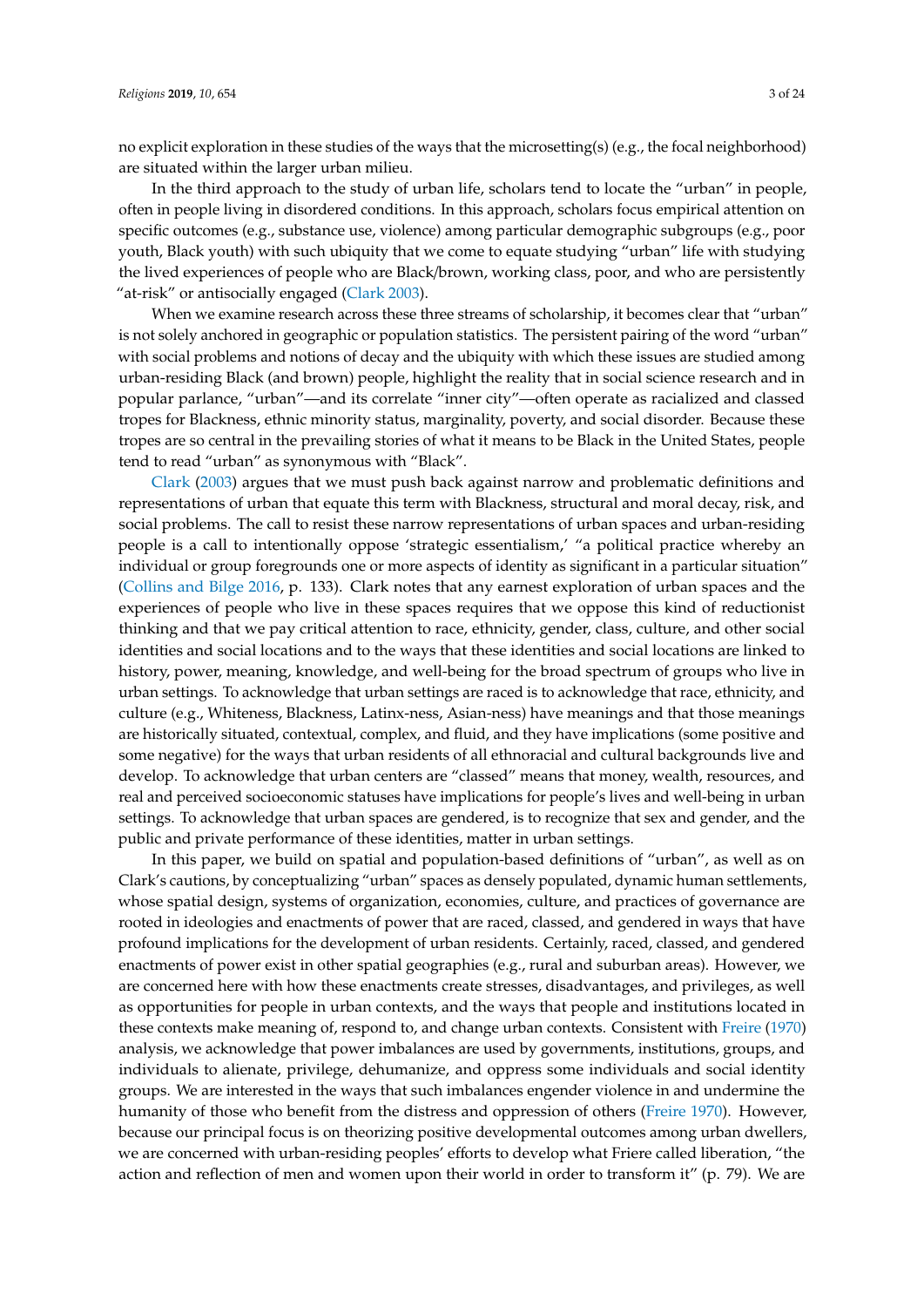no explicit exploration in these studies of the ways that the microsetting(s) (e.g., the focal neighborhood) are situated within the larger urban milieu.

In the third approach to the study of urban life, scholars tend to locate the "urban" in people, often in people living in disordered conditions. In this approach, scholars focus empirical attention on specific outcomes (e.g., substance use, violence) among particular demographic subgroups (e.g., poor youth, Black youth) with such ubiquity that we come to equate studying "urban" life with studying the lived experiences of people who are Black/brown, working class, poor, and who are persistently "at-risk" or antisocially engaged (Clark 2003).

When we examine research across these three streams of scholarship, it becomes clear that "urban" is not solely anchored in geographic or population statistics. The persistent pairing of the word "urban" with social problems and notions of decay and the ubiquity with which these issues are studied among urban-residing Black (and brown) people, highlight the reality that in social science research and in popular parlance, "urban"—and its correlate "inner city"—often operate as racialized and classed tropes for Blackness, ethnic minority status, marginality, poverty, and social disorder. Because these tropes are so central in the prevailing stories of what it means to be Black in the United States, people tend to read "urban" as synonymous with "Black".

Clark (2003) argues that we must push back against narrow and problematic definitions and representations of urban that equate this term with Blackness, structural and moral decay, risk, and social problems. The call to resist these narrow representations of urban spaces and urban-residing people is a call to intentionally oppose 'strategic essentialism,' "a political practice whereby an individual or group foregrounds one or more aspects of identity as significant in a particular situation" (Collins and Bilge 2016, p. 133). Clark notes that any earnest exploration of urban spaces and the experiences of people who live in these spaces requires that we oppose this kind of reductionist thinking and that we pay critical attention to race, ethnicity, gender, class, culture, and other social identities and social locations and to the ways that these identities and social locations are linked to history, power, meaning, knowledge, and well-being for the broad spectrum of groups who live in urban settings. To acknowledge that urban settings are raced is to acknowledge that race, ethnicity, and culture (e.g., Whiteness, Blackness, Latinx-ness, Asian-ness) have meanings and that those meanings are historically situated, contextual, complex, and fluid, and they have implications (some positive and some negative) for the ways that urban residents of all ethnoracial and cultural backgrounds live and develop. To acknowledge that urban centers are "classed" means that money, wealth, resources, and real and perceived socioeconomic statuses have implications for people's lives and well-being in urban settings. To acknowledge that urban spaces are gendered, is to recognize that sex and gender, and the public and private performance of these identities, matter in urban settings.

In this paper, we build on spatial and population-based definitions of "urban", as well as on Clark's cautions, by conceptualizing "urban" spaces as densely populated, dynamic human settlements, whose spatial design, systems of organization, economies, culture, and practices of governance are rooted in ideologies and enactments of power that are raced, classed, and gendered in ways that have profound implications for the development of urban residents. Certainly, raced, classed, and gendered enactments of power exist in other spatial geographies (e.g., rural and suburban areas). However, we are concerned here with how these enactments create stresses, disadvantages, and privileges, as well as opportunities for people in urban contexts, and the ways that people and institutions located in these contexts make meaning of, respond to, and change urban contexts. Consistent with Freire (1970) analysis, we acknowledge that power imbalances are used by governments, institutions, groups, and individuals to alienate, privilege, dehumanize, and oppress some individuals and social identity groups. We are interested in the ways that such imbalances engender violence in and undermine the humanity of those who benefit from the distress and oppression of others (Freire 1970). However, because our principal focus is on theorizing positive developmental outcomes among urban dwellers, we are concerned with urban-residing peoples' efforts to develop what Friere called liberation, "the action and reflection of men and women upon their world in order to transform it" (p. 79). We are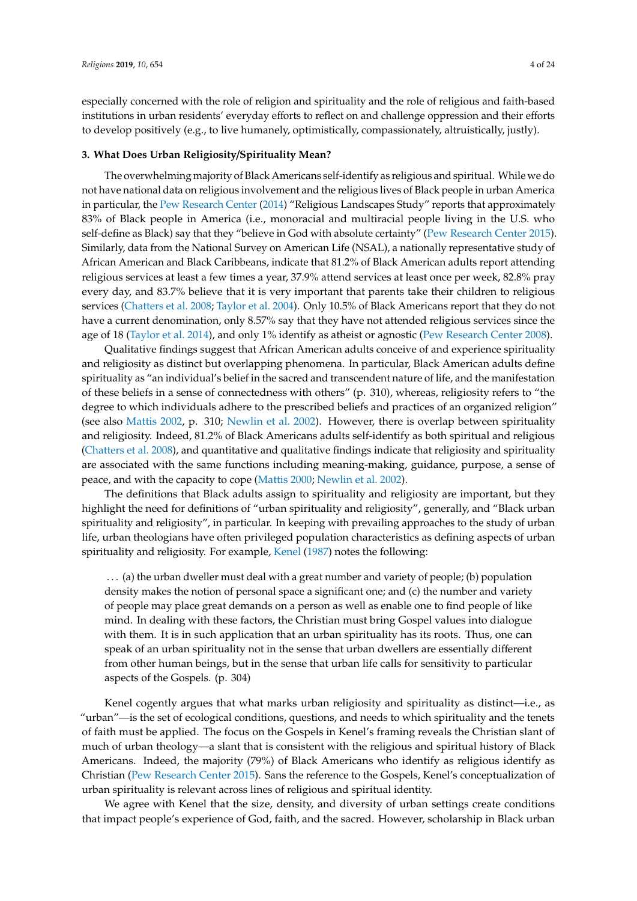especially concerned with the role of religion and spirituality and the role of religious and faith-based institutions in urban residents' everyday efforts to reflect on and challenge oppression and their efforts to develop positively (e.g., to live humanely, optimistically, compassionately, altruistically, justly).

### 3. What Does Urban Religiosity/Spirituality Mean?

The overwhelming majority of Black Americans self-identify as religious and spiritual. While we do not have national data on religious involvement and the religious lives of Black people in urban America in particular, the Pew Research Center (2014) "Religious Landscapes Study" reports that approximately 83% of Black people in America (i.e., monoracial and multiracial people living in the U.S. who self-define as Black) say that they "believe in God with absolute certainty" (Pew Research Center 2015). Similarly, data from the National Survey on American Life (NSAL), a nationally representative study of African American and Black Caribbeans, indicate that 81.2% of Black American adults report attending religious services at least a few times a year, 37.9% attend services at least once per week, 82.8% pray every day, and 83.7% believe that it is very important that parents take their children to religious services (Chatters et al. 2008; Taylor et al. 2004). Only 10.5% of Black Americans report that they do not have a current denomination, only 8.57% say that they have not attended religious services since the age of 18 (Taylor et al. 2014), and only 1% identify as atheist or agnostic (Pew Research Center 2008).

Qualitative findings suggest that African American adults conceive of and experience spirituality and religiosity as distinct but overlapping phenomena. In particular, Black American adults define spirituality as "an individual's belief in the sacred and transcendent nature of life, and the manifestation of these beliefs in a sense of connectedness with others" (p. 310), whereas, religiosity refers to "the degree to which individuals adhere to the prescribed beliefs and practices of an organized religion" (see also Mattis 2002, p. 310; Newlin et al. 2002). However, there is overlap between spirituality and religiosity. Indeed, 81.2% of Black Americans adults self-identify as both spiritual and religious (Chatters et al. 2008), and quantitative and qualitative findings indicate that religiosity and spirituality are associated with the same functions including meaning-making, guidance, purpose, a sense of peace, and with the capacity to cope (Mattis 2000; Newlin et al. 2002).

The definitions that Black adults assign to spirituality and religiosity are important, but they highlight the need for definitions of "urban spirituality and religiosity", generally, and "Black urban spirituality and religiosity", in particular. In keeping with prevailing approaches to the study of urban life, urban theologians have often privileged population characteristics as defining aspects of urban spirituality and religiosity. For example, Kenel (1987) notes the following:

> … (a) the urban dweller must deal with a great number and variety of people; (b) population density makes the notion of personal space a significant one; and (c) the number and variety of people may place great demands on a person as well as enable one to find people of like mind. In dealing with these factors, the Christian must bring Gospel values into dialogue with them. It is in such application that an urban spirituality has its roots. Thus, one can speak of an urban spirituality not in the sense that urban dwellers are essentially different from other human beings, but in the sense that urban life calls for sensitivity to particular aspects of the Gospels. (p. 304)

Kenel cogently argues that what marks urban religiosity and spirituality as distinct—i.e., as "urban"—is the set of ecological conditions, questions, and needs to which spirituality and the tenets of faith must be applied. The focus on the Gospels in Kenel's framing reveals the Christian slant of much of urban theology—a slant that is consistent with the religious and spiritual history of Black Americans. Indeed, the majority (79%) of Black Americans who identify as religious identify as Christian (Pew Research Center 2015). Sans the reference to the Gospels, Kenel's conceptualization of urban spirituality is relevant across lines of religious and spiritual identity.

We agree with Kenel that the size, density, and diversity of urban settings create conditions that impact people's experience of God, faith, and the sacred. However, scholarship in Black urban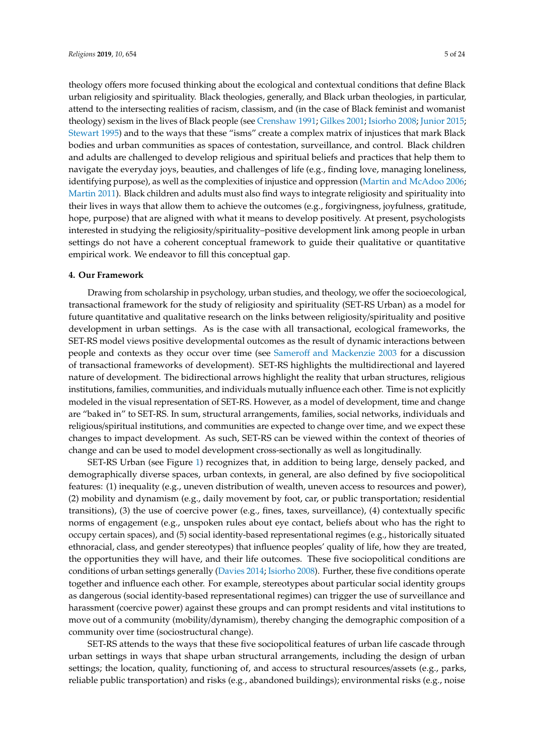theology offers more focused thinking about the ecological and contextual conditions that define Black urban religiosity and spirituality. Black theologies, generally, and Black urban theologies, in particular, attend to the intersecting realities of racism, classism, and (in the case of Black feminist and womanist theology) sexism in the lives of Black people (see Crenshaw 1991; Gilkes 2001; Isiorho 2008; Junior 2015; Stewart 1995) and to the ways that these "isms" create a complex matrix of injustices that mark Black bodies and urban communities as spaces of contestation, surveillance, and control. Black children and adults are challenged to develop religious and spiritual beliefs and practices that help them to navigate the everyday joys, beauties, and challenges of life (e.g., finding love, managing loneliness, identifying purpose), as well as the complexities of injustice and oppression (Martin and McAdoo 2006; Martin 2011). Black children and adults must also find ways to integrate religiosity and spirituality into their lives in ways that allow them to achieve the outcomes (e.g., forgivingness, joyfulness, gratitude, hope, purpose) that are aligned with what it means to develop positively. At present, psychologists interested in studying the religiosity/spirituality–positive development link among people in urban settings do not have a coherent conceptual framework to guide their qualitative or quantitative empirical work. We endeavor to fill this conceptual gap.

## 4. Our Framework

Drawing from scholarship in psychology, urban studies, and theology, we offer the socioecological, transactional framework for the study of religiosity and spirituality (SET-RS Urban) as a model for future quantitative and qualitative research on the links between religiosity/spirituality and positive development in urban settings. As is the case with all transactional, ecological frameworks, the SET-RS model views positive developmental outcomes as the result of dynamic interactions between people and contexts as they occur over time (see Sameroff and Mackenzie 2003 for a discussion of transactional frameworks of development). SET-RS highlights the multidirectional and layered nature of development. The bidirectional arrows highlight the reality that urban structures, religious institutions, families, communities, and individuals mutually influence each other. Time is not explicitly modeled in the visual representation of SET-RS. However, as a model of development, time and change are "baked in" to SET-RS. In sum, structural arrangements, families, social networks, individuals and religious/spiritual institutions, and communities are expected to change over time, and we expect these changes to impact development. As such, SET-RS can be viewed within the context of theories of change and can be used to model development cross-sectionally as well as longitudinally.

SET-RS Urban (see Figure 1) recognizes that, in addition to being large, densely packed, and demographically diverse spaces, urban contexts, in general, are also defined by five sociopolitical features: (1) inequality (e.g., uneven distribution of wealth, uneven access to resources and power), (2) mobility and dynamism (e.g., daily movement by foot, car, or public transportation; residential transitions), (3) the use of coercive power (e.g., fines, taxes, surveillance), (4) contextually specific norms of engagement (e.g., unspoken rules about eye contact, beliefs about who has the right to occupy certain spaces), and (5) social identity-based representational regimes (e.g., historically situated ethnoracial, class, and gender stereotypes) that influence peoples' quality of life, how they are treated, the opportunities they will have, and their life outcomes. These five sociopolitical conditions are conditions of urban settings generally (Davies 2014; Isiorho 2008). Further, these five conditions operate together and influence each other. For example, stereotypes about particular social identity groups as dangerous (social identity-based representational regimes) can trigger the use of surveillance and harassment (coercive power) against these groups and can prompt residents and vital institutions to move out of a community (mobility/dynamism), thereby changing the demographic composition of a community over time (sociostructural change).

SET-RS attends to the ways that these five sociopolitical features of urban life cascade through urban settings in ways that shape urban structural arrangements, including the design of urban settings; the location, quality, functioning of, and access to structural resources/assets (e.g., parks, reliable public transportation) and risks (e.g., abandoned buildings); environmental risks (e.g., noise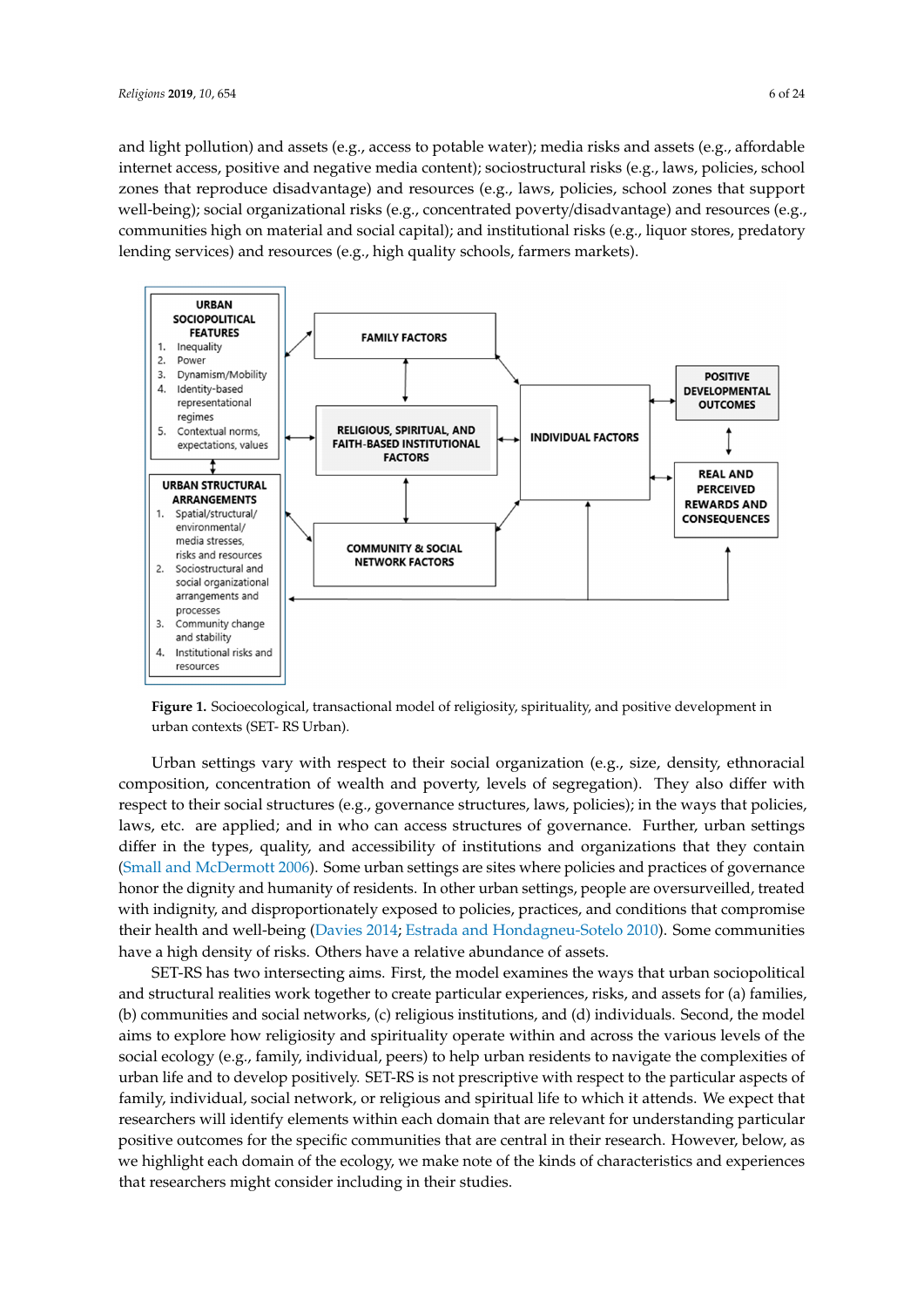and light pollution) and assets (e.g., access to potable water); media risks and assets (e.g., affordable internet access, positive and negative media content); sociostructural risks (e.g., laws, policies, school zones that reproduce disadvantage) and resources (e.g., laws, policies, school zones that support well-being); social organizational risks (e.g., concentrated poverty/disadvantage) and resources (e.g., communities high on material and social capital); and institutional risks (e.g., liquor stores, predatory lending services) and resources (e.g., high quality schools, farmers markets).

URBAN SOCIOPOLITICAL FEATURES
1. Inequality
2. Power
3. Dynamism/Mobility
4. Identity-based representational regimes
5. Contextual norms, expectations, values

URBAN STRUCTURAL ARRANGEMENTS
1. Spatial/structural/environmental/media stresses, risks and resources
2. Sociostructural and social organizational arrangements and processes
3. Community change and stability
4. Institutional risks and resources

FAMILY FACTORS

RELIGIOUS, SPIRITUAL, AND FAITH-BASED INSTITUTIONAL FACTORS

COMMUNITY & SOCIAL NETWORK FACTORS

INDIVIDUAL FACTORS

POSITIVE DEVELOPMENTAL OUTCOMES

REAL AND PERCEIVED REWARDS AND CONSEQUENCES

**Figure 1.** Socioecological, transactional model of religiosity, spirituality, and positive development in urban contexts (SET- RS Urban).

Urban settings vary with respect to their social organization (e.g., size, density, ethnoracial composition, concentration of wealth and poverty, levels of segregation). They also differ with respect to their social structures (e.g., governance structures, laws, policies); in the ways that policies, laws, etc. are applied; and in who can access structures of governance. Further, urban settings differ in the types, quality, and accessibility of institutions and organizations that they contain (Small and McDermott 2006). Some urban settings are sites where policies and practices of governance honor the dignity and humanity of residents. In other urban settings, people are oversurveilled, treated with indignity, and disproportionately exposed to policies, practices, and conditions that compromise their health and well-being (Davies 2014; Estrada and Hondagneu-Sotelo 2010). Some communities have a high density of risks. Others have a relative abundance of assets.

SET-RS has two intersecting aims. First, the model examines the ways that urban sociopolitical and structural realities work together to create particular experiences, risks, and assets for (a) families, (b) communities and social networks, (c) religious institutions, and (d) individuals. Second, the model aims to explore how religiosity and spirituality operate within and across the various levels of the social ecology (e.g., family, individual, peers) to help urban residents to navigate the complexities of urban life and to develop positively. SET-RS is not prescriptive with respect to the particular aspects of family, individual, social network, or religious and spiritual life to which it attends. We expect that researchers will identify elements within each domain that are relevant for understanding particular positive outcomes for the specific communities that are central in their research. However, below, as we highlight each domain of the ecology, we make note of the kinds of characteristics and experiences that researchers might consider including in their studies.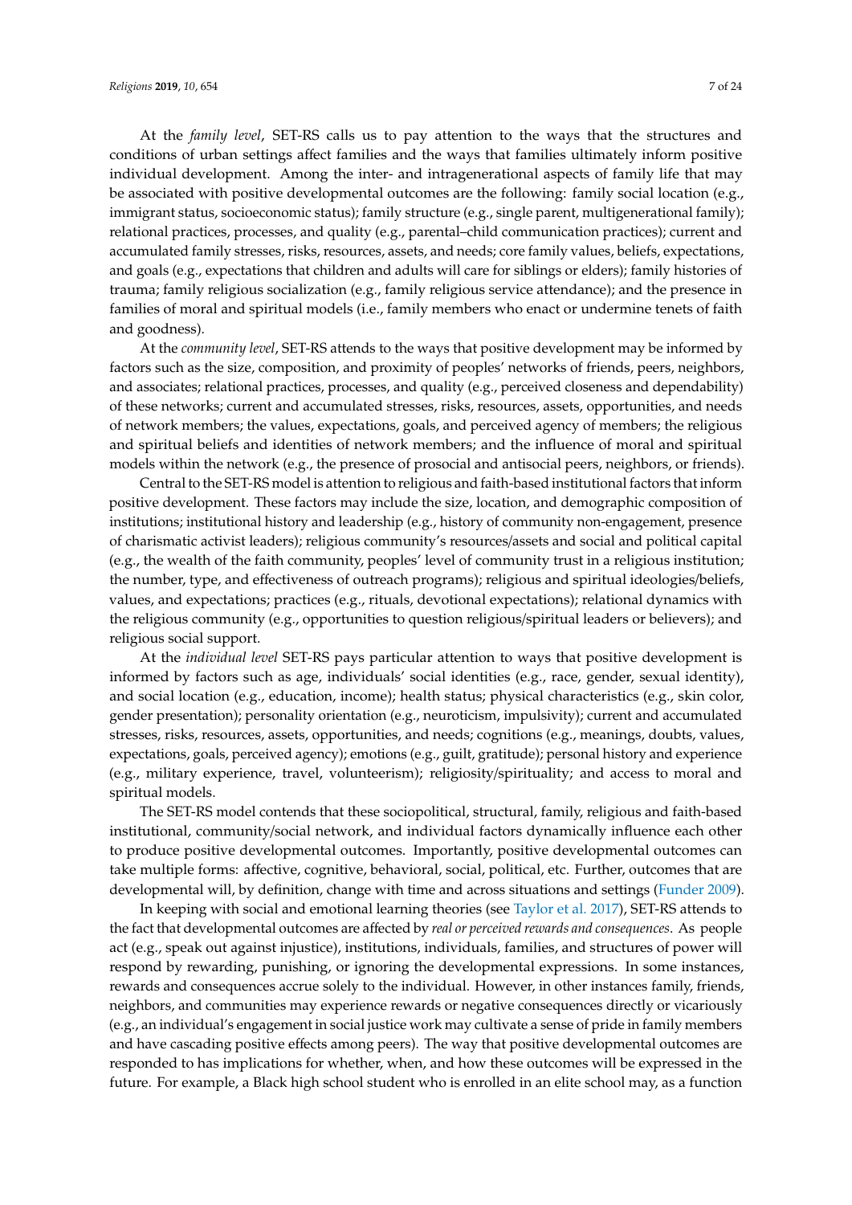At the *family level*, SET-RS calls us to pay attention to the ways that the structures and conditions of urban settings affect families and the ways that families ultimately inform positive individual development. Among the inter- and intragenerational aspects of family life that may be associated with positive developmental outcomes are the following: family social location (e.g., immigrant status, socioeconomic status); family structure (e.g., single parent, multigenerational family); relational practices, processes, and quality (e.g., parental–child communication practices); current and accumulated family stresses, risks, resources, assets, and needs; core family values, beliefs, expectations, and goals (e.g., expectations that children and adults will care for siblings or elders); family histories of trauma; family religious socialization (e.g., family religious service attendance); and the presence in families of moral and spiritual models (i.e., family members who enact or undermine tenets of faith and goodness).

At the *community level*, SET-RS attends to the ways that positive development may be informed by factors such as the size, composition, and proximity of peoples' networks of friends, peers, neighbors, and associates; relational practices, processes, and quality (e.g., perceived closeness and dependability) of these networks; current and accumulated stresses, risks, resources, assets, opportunities, and needs of network members; the values, expectations, goals, and perceived agency of members; the religious and spiritual beliefs and identities of network members; and the influence of moral and spiritual models within the network (e.g., the presence of prosocial and antisocial peers, neighbors, or friends).

Central to the SET-RS model is attention to religious and faith-based institutional factors that inform positive development. These factors may include the size, location, and demographic composition of institutions; institutional history and leadership (e.g., history of community non-engagement, presence of charismatic activist leaders); religious community's resources/assets and social and political capital (e.g., the wealth of the faith community, peoples' level of community trust in a religious institution; the number, type, and effectiveness of outreach programs); religious and spiritual ideologies/beliefs, values, and expectations; practices (e.g., rituals, devotional expectations); relational dynamics with the religious community (e.g., opportunities to question religious/spiritual leaders or believers); and religious social support.

At the *individual level* SET-RS pays particular attention to ways that positive development is informed by factors such as age, individuals' social identities (e.g., race, gender, sexual identity), and social location (e.g., education, income); health status; physical characteristics (e.g., skin color, gender presentation); personality orientation (e.g., neuroticism, impulsivity); current and accumulated stresses, risks, resources, assets, opportunities, and needs; cognitions (e.g., meanings, doubts, values, expectations, goals, perceived agency); emotions (e.g., guilt, gratitude); personal history and experience (e.g., military experience, travel, volunteerism); religiosity/spirituality; and access to moral and spiritual models.

The SET-RS model contends that these sociopolitical, structural, family, religious and faith-based institutional, community/social network, and individual factors dynamically influence each other to produce positive developmental outcomes. Importantly, positive developmental outcomes can take multiple forms: affective, cognitive, behavioral, social, political, etc. Further, outcomes that are developmental will, by definition, change with time and across situations and settings (Funder 2009).

In keeping with social and emotional learning theories (see Taylor et al. 2017), SET-RS attends to the fact that developmental outcomes are affected by *real or perceived rewards and consequences*. As people act (e.g., speak out against injustice), institutions, individuals, families, and structures of power will respond by rewarding, punishing, or ignoring the developmental expressions. In some instances, rewards and consequences accrue solely to the individual. However, in other instances family, friends, neighbors, and communities may experience rewards or negative consequences directly or vicariously (e.g., an individual's engagement in social justice work may cultivate a sense of pride in family members and have cascading positive effects among peers). The way that positive developmental outcomes are responded to has implications for whether, when, and how these outcomes will be expressed in the future. For example, a Black high school student who is enrolled in an elite school may, as a function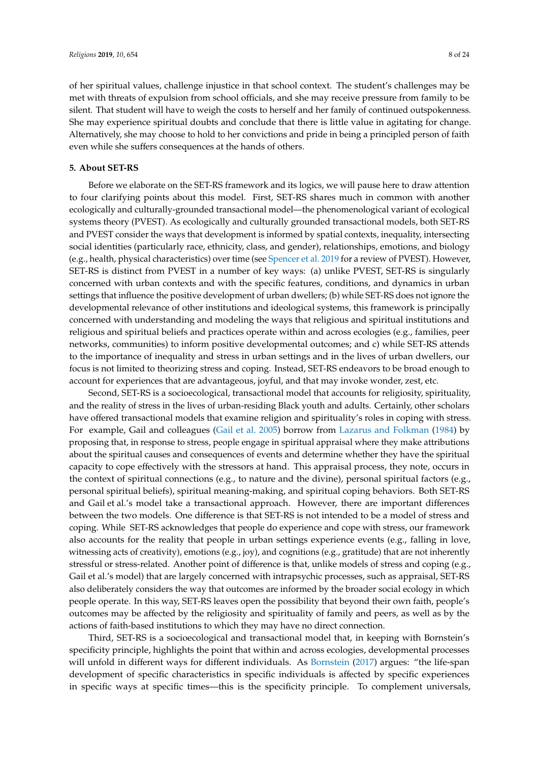of her spiritual values, challenge injustice in that school context. The student's challenges may be met with threats of expulsion from school officials, and she may receive pressure from family to be silent. That student will have to weigh the costs to herself and her family of continued outspokenness. She may experience spiritual doubts and conclude that there is little value in agitating for change. Alternatively, she may choose to hold to her convictions and pride in being a principled person of faith even while she suffers consequences at the hands of others.

## 5. About SET-RS

Before we elaborate on the SET-RS framework and its logics, we will pause here to draw attention to four clarifying points about this model. First, SET-RS shares much in common with another ecologically and culturally-grounded transactional model—the phenomenological variant of ecological systems theory (PVEST). As ecologically and culturally grounded transactional models, both SET-RS and PVEST consider the ways that development is informed by spatial contexts, inequality, intersecting social identities (particularly race, ethnicity, class, and gender), relationships, emotions, and biology (e.g., health, physical characteristics) over time (see Spencer et al. 2019 for a review of PVEST). However, SET-RS is distinct from PVEST in a number of key ways: (a) unlike PVEST, SET-RS is singularly concerned with urban contexts and with the specific features, conditions, and dynamics in urban settings that influence the positive development of urban dwellers; (b) while SET-RS does not ignore the developmental relevance of other institutions and ideological systems, this framework is principally concerned with understanding and modeling the ways that religious and spiritual institutions and religious and spiritual beliefs and practices operate within and across ecologies (e.g., families, peer networks, communities) to inform positive developmental outcomes; and c) while SET-RS attends to the importance of inequality and stress in urban settings and in the lives of urban dwellers, our focus is not limited to theorizing stress and coping. Instead, SET-RS endeavors to be broad enough to account for experiences that are advantageous, joyful, and that may invoke wonder, zest, etc.

Second, SET-RS is a socioecological, transactional model that accounts for religiosity, spirituality, and the reality of stress in the lives of urban-residing Black youth and adults. Certainly, other scholars have offered transactional models that examine religion and spirituality's roles in coping with stress. For example, Gail and colleagues (Gail et al. 2005) borrow from Lazarus and Folkman (1984) by proposing that, in response to stress, people engage in spiritual appraisal where they make attributions about the spiritual causes and consequences of events and determine whether they have the spiritual capacity to cope effectively with the stressors at hand. This appraisal process, they note, occurs in the context of spiritual connections (e.g., to nature and the divine), personal spiritual factors (e.g., personal spiritual beliefs), spiritual meaning-making, and spiritual coping behaviors. Both SET-RS and Gail et al.'s model take a transactional approach. However, there are important differences between the two models. One difference is that SET-RS is not intended to be a model of stress and coping. While SET-RS acknowledges that people do experience and cope with stress, our framework also accounts for the reality that people in urban settings experience events (e.g., falling in love, witnessing acts of creativity), emotions (e.g., joy), and cognitions (e.g., gratitude) that are not inherently stressful or stress-related. Another point of difference is that, unlike models of stress and coping (e.g., Gail et al.'s model) that are largely concerned with intrapsychic processes, such as appraisal, SET-RS also deliberately considers the way that outcomes are informed by the broader social ecology in which people operate. In this way, SET-RS leaves open the possibility that beyond their own faith, people's outcomes may be affected by the religiosity and spirituality of family and peers, as well as by the actions of faith-based institutions to which they may have no direct connection.

Third, SET-RS is a socioecological and transactional model that, in keeping with Bornstein's specificity principle, highlights the point that within and across ecologies, developmental processes will unfold in different ways for different individuals. As Bornstein (2017) argues: "the life-span development of specific characteristics in specific individuals is affected by specific experiences in specific ways at specific times—this is the specificity principle. To complement universals,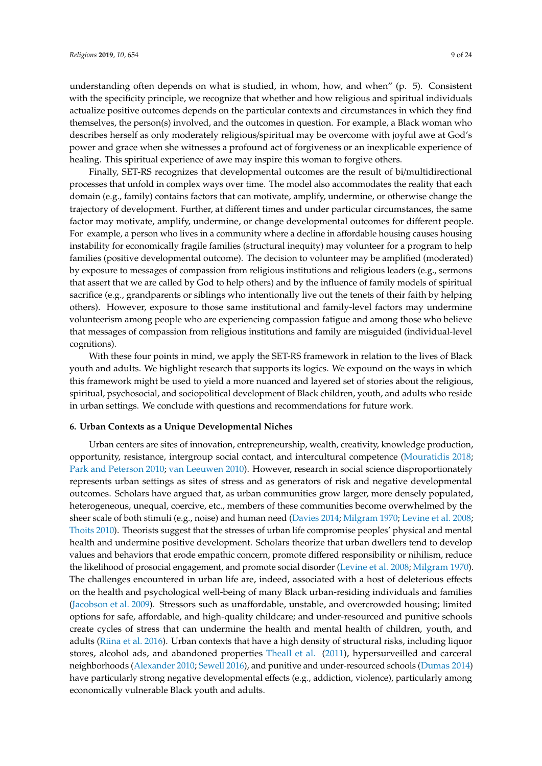understanding often depends on what is studied, in whom, how, and when" (p. 5). Consistent with the specificity principle, we recognize that whether and how religious and spiritual individuals actualize positive outcomes depends on the particular contexts and circumstances in which they find themselves, the person(s) involved, and the outcomes in question. For example, a Black woman who describes herself as only moderately religious/spiritual may be overcome with joyful awe at God's power and grace when she witnesses a profound act of forgiveness or an inexplicable experience of healing. This spiritual experience of awe may inspire this woman to forgive others.

Finally, SET-RS recognizes that developmental outcomes are the result of bi/multidirectional processes that unfold in complex ways over time. The model also accommodates the reality that each domain (e.g., family) contains factors that can motivate, amplify, undermine, or otherwise change the trajectory of development. Further, at different times and under particular circumstances, the same factor may motivate, amplify, undermine, or change developmental outcomes for different people. For example, a person who lives in a community where a decline in affordable housing causes housing instability for economically fragile families (structural inequity) may volunteer for a program to help families (positive developmental outcome). The decision to volunteer may be amplified (moderated) by exposure to messages of compassion from religious institutions and religious leaders (e.g., sermons that assert that we are called by God to help others) and by the influence of family models of spiritual sacrifice (e.g., grandparents or siblings who intentionally live out the tenets of their faith by helping others). However, exposure to those same institutional and family-level factors may undermine volunteerism among people who are experiencing compassion fatigue and among those who believe that messages of compassion from religious institutions and family are misguided (individual-level cognitions).

With these four points in mind, we apply the SET-RS framework in relation to the lives of Black youth and adults. We highlight research that supports its logics. We expound on the ways in which this framework might be used to yield a more nuanced and layered set of stories about the religious, spiritual, psychosocial, and sociopolitical development of Black children, youth, and adults who reside in urban settings. We conclude with questions and recommendations for future work.

## 6. Urban Contexts as a Unique Developmental Niches

Urban centers are sites of innovation, entrepreneurship, wealth, creativity, knowledge production, opportunity, resistance, intergroup social contact, and intercultural competence (Mouratidis 2018; Park and Peterson 2010; van Leeuwen 2010). However, research in social science disproportionately represents urban settings as sites of stress and as generators of risk and negative developmental outcomes. Scholars have argued that, as urban communities grow larger, more densely populated, heterogeneous, unequal, coercive, etc., members of these communities become overwhelmed by the sheer scale of both stimuli (e.g., noise) and human need (Davies 2014; Milgram 1970; Levine et al. 2008; Thoits 2010). Theorists suggest that the stresses of urban life compromise peoples' physical and mental health and undermine positive development. Scholars theorize that urban dwellers tend to develop values and behaviors that erode empathic concern, promote differed responsibility or nihilism, reduce the likelihood of prosocial engagement, and promote social disorder (Levine et al. 2008; Milgram 1970). The challenges encountered in urban life are, indeed, associated with a host of deleterious effects on the health and psychological well-being of many Black urban-residing individuals and families (Jacobson et al. 2009). Stressors such as unaffordable, unstable, and overcrowded housing; limited options for safe, affordable, and high-quality childcare; and under-resourced and punitive schools create cycles of stress that can undermine the health and mental health of children, youth, and adults (Riina et al. 2016). Urban contexts that have a high density of structural risks, including liquor stores, alcohol ads, and abandoned properties Theall et al. (2011), hypersurveilled and carceral neighborhoods (Alexander 2010; Sewell 2016), and punitive and under-resourced schools (Dumas 2014) have particularly strong negative developmental effects (e.g., addiction, violence), particularly among economically vulnerable Black youth and adults.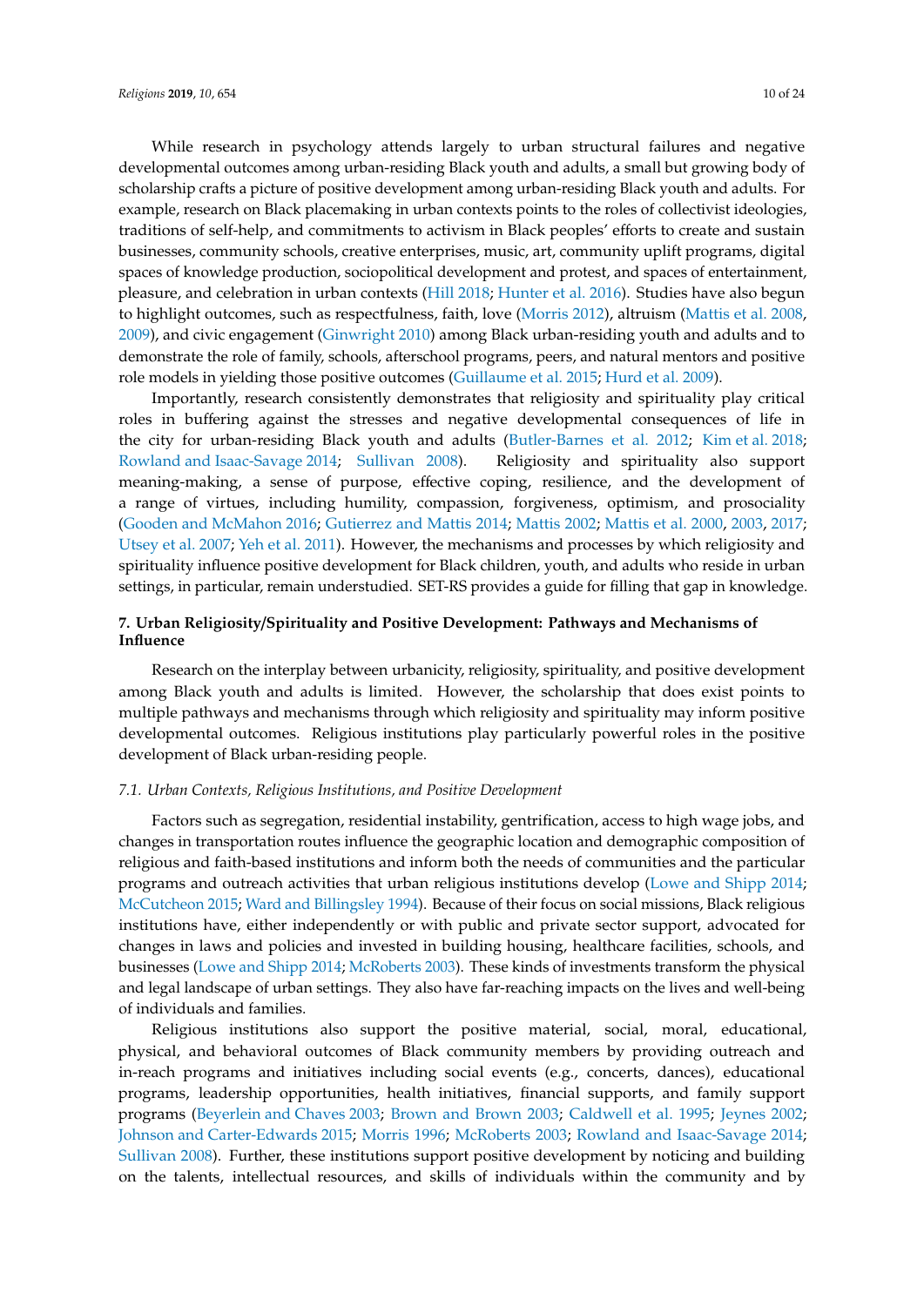While research in psychology attends largely to urban structural failures and negative developmental outcomes among urban-residing Black youth and adults, a small but growing body of scholarship crafts a picture of positive development among urban-residing Black youth and adults. For example, research on Black placemaking in urban contexts points to the roles of collectivist ideologies, traditions of self-help, and commitments to activism in Black peoples' efforts to create and sustain businesses, community schools, creative enterprises, music, art, community uplift programs, digital spaces of knowledge production, sociopolitical development and protest, and spaces of entertainment, pleasure, and celebration in urban contexts (Hill 2018; Hunter et al. 2016). Studies have also begun to highlight outcomes, such as respectfulness, faith, love (Morris 2012), altruism (Mattis et al. 2008, 2009), and civic engagement (Ginwright 2010) among Black urban-residing youth and adults and to demonstrate the role of family, schools, afterschool programs, peers, and natural mentors and positive role models in yielding those positive outcomes (Guillaume et al. 2015; Hurd et al. 2009).

Importantly, research consistently demonstrates that religiosity and spirituality play critical roles in buffering against the stresses and negative developmental consequences of life in the city for urban-residing Black youth and adults (Butler-Barnes et al. 2012; Kim et al. 2018; Rowland and Isaac-Savage 2014; Sullivan 2008). Religiosity and spirituality also support meaning-making, a sense of purpose, effective coping, resilience, and the development of a range of virtues, including humility, compassion, forgiveness, optimism, and prosociality (Gooden and McMahon 2016; Gutierrez and Mattis 2014; Mattis 2002; Mattis et al. 2000, 2003, 2017; Utsey et al. 2007; Yeh et al. 2011). However, the mechanisms and processes by which religiosity and spirituality influence positive development for Black children, youth, and adults who reside in urban settings, in particular, remain understudied. SET-RS provides a guide for filling that gap in knowledge.

## 7. Urban Religiosity/Spirituality and Positive Development: Pathways and Mechanisms of Influence

Research on the interplay between urbanicity, religiosity, spirituality, and positive development among Black youth and adults is limited. However, the scholarship that does exist points to multiple pathways and mechanisms through which religiosity and spirituality may inform positive developmental outcomes. Religious institutions play particularly powerful roles in the positive development of Black urban-residing people.

### *7.1. Urban Contexts, Religious Institutions, and Positive Development*

Factors such as segregation, residential instability, gentrification, access to high wage jobs, and changes in transportation routes influence the geographic location and demographic composition of religious and faith-based institutions and inform both the needs of communities and the particular programs and outreach activities that urban religious institutions develop (Lowe and Shipp 2014; McCutcheon 2015; Ward and Billingsley 1994). Because of their focus on social missions, Black religious institutions have, either independently or with public and private sector support, advocated for changes in laws and policies and invested in building housing, healthcare facilities, schools, and businesses (Lowe and Shipp 2014; McRoberts 2003). These kinds of investments transform the physical and legal landscape of urban settings. They also have far-reaching impacts on the lives and well-being of individuals and families.

Religious institutions also support the positive material, social, moral, educational, physical, and behavioral outcomes of Black community members by providing outreach and in-reach programs and initiatives including social events (e.g., concerts, dances), educational programs, leadership opportunities, health initiatives, financial supports, and family support programs (Beyerlein and Chaves 2003; Brown and Brown 2003; Caldwell et al. 1995; Jeynes 2002; Johnson and Carter-Edwards 2015; Morris 1996; McRoberts 2003; Rowland and Isaac-Savage 2014; Sullivan 2008). Further, these institutions support positive development by noticing and building on the talents, intellectual resources, and skills of individuals within the community and by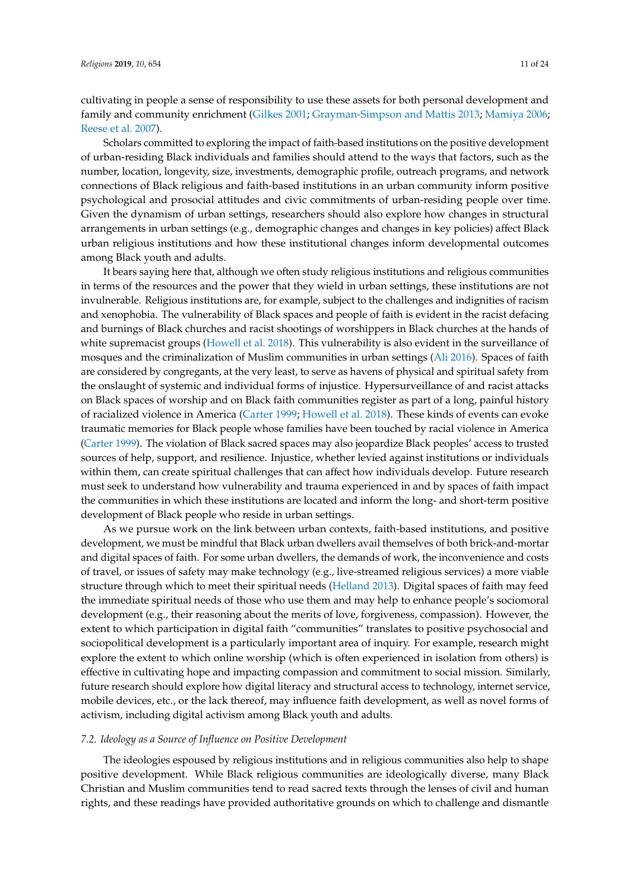cultivating in people a sense of responsibility to use these assets for both personal development and family and community enrichment (Gilkes 2001; Grayman-Simpson and Mattis 2013; Mamiya 2006; Reese et al. 2007).

Scholars committed to exploring the impact of faith-based institutions on the positive development of urban-residing Black individuals and families should attend to the ways that factors, such as the number, location, longevity, size, investments, demographic profile, outreach programs, and network connections of Black religious and faith-based institutions in an urban community inform positive psychological and prosocial attitudes and civic commitments of urban-residing people over time. Given the dynamism of urban settings, researchers should also explore how changes in structural arrangements in urban settings (e.g., demographic changes and changes in key policies) affect Black urban religious institutions and how these institutional changes inform developmental outcomes among Black youth and adults.

It bears saying here that, although we often study religious institutions and religious communities in terms of the resources and the power that they wield in urban settings, these institutions are not invulnerable. Religious institutions are, for example, subject to the challenges and indignities of racism and xenophobia. The vulnerability of Black spaces and people of faith is evident in the racist defacing and burnings of Black churches and racist shootings of worshippers in Black churches at the hands of white supremacist groups (Howell et al. 2018). This vulnerability is also evident in the surveillance of mosques and the criminalization of Muslim communities in urban settings (Ali 2016). Spaces of faith are considered by congregants, at the very least, to serve as havens of physical and spiritual safety from the onslaught of systemic and individual forms of injustice. Hypersurveillance of and racist attacks on Black spaces of worship and on Black faith communities register as part of a long, painful history of racialized violence in America (Carter 1999; Howell et al. 2018). These kinds of events can evoke traumatic memories for Black people whose families have been touched by racial violence in America (Carter 1999). The violation of Black sacred spaces may also jeopardize Black peoples' access to trusted sources of help, support, and resilience. Injustice, whether levied against institutions or individuals within them, can create spiritual challenges that can affect how individuals develop. Future research must seek to understand how vulnerability and trauma experienced in and by spaces of faith impact the communities in which these institutions are located and inform the long- and short-term positive development of Black people who reside in urban settings.

As we pursue work on the link between urban contexts, faith-based institutions, and positive development, we must be mindful that Black urban dwellers avail themselves of both brick-and-mortar and digital spaces of faith. For some urban dwellers, the demands of work, the inconvenience and costs of travel, or issues of safety may make technology (e.g., live-streamed religious services) a more viable structure through which to meet their spiritual needs (Helland 2013). Digital spaces of faith may feed the immediate spiritual needs of those who use them and may help to enhance people's sociomoral development (e.g., their reasoning about the merits of love, forgiveness, compassion). However, the extent to which participation in digital faith "communities" translates to positive psychosocial and sociopolitical development is a particularly important area of inquiry. For example, research might explore the extent to which online worship (which is often experienced in isolation from others) is effective in cultivating hope and impacting compassion and commitment to social mission. Similarly, future research should explore how digital literacy and structural access to technology, internet service, mobile devices, etc., or the lack thereof, may influence faith development, as well as novel forms of activism, including digital activism among Black youth and adults.

### 7.2. *Ideology as a Source of Influence on Positive Development*

The ideologies espoused by religious institutions and in religious communities also help to shape positive development. While Black religious communities are ideologically diverse, many Black Christian and Muslim communities tend to read sacred texts through the lenses of civil and human rights, and these readings have provided authoritative grounds on which to challenge and dismantle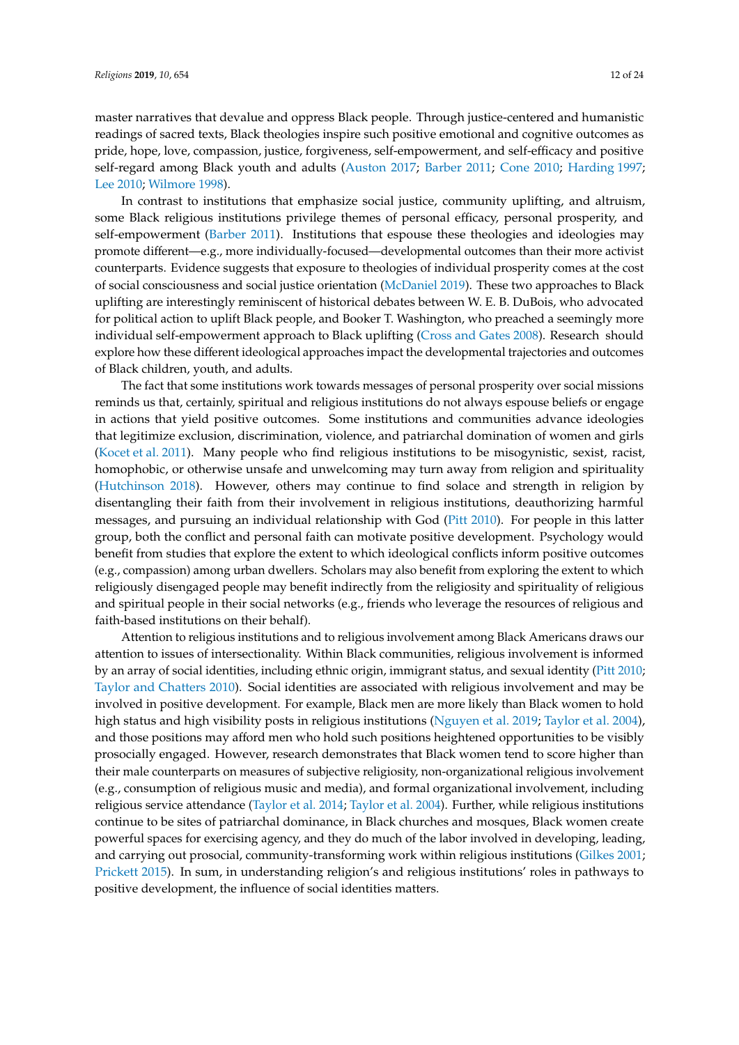master narratives that devalue and oppress Black people. Through justice-centered and humanistic readings of sacred texts, Black theologies inspire such positive emotional and cognitive outcomes as pride, hope, love, compassion, justice, forgiveness, self-empowerment, and self-efficacy and positive self-regard among Black youth and adults (Auston 2017; Barber 2011; Cone 2010; Harding 1997; Lee 2010; Wilmore 1998).

In contrast to institutions that emphasize social justice, community uplifting, and altruism, some Black religious institutions privilege themes of personal efficacy, personal prosperity, and self-empowerment (Barber 2011). Institutions that espouse these theologies and ideologies may promote different—e.g., more individually-focused—developmental outcomes than their more activist counterparts. Evidence suggests that exposure to theologies of individual prosperity comes at the cost of social consciousness and social justice orientation (McDaniel 2019). These two approaches to Black uplifting are interestingly reminiscent of historical debates between W. E. B. DuBois, who advocated for political action to uplift Black people, and Booker T. Washington, who preached a seemingly more individual self-empowerment approach to Black uplifting (Cross and Gates 2008). Research should explore how these different ideological approaches impact the developmental trajectories and outcomes of Black children, youth, and adults.

The fact that some institutions work towards messages of personal prosperity over social missions reminds us that, certainly, spiritual and religious institutions do not always espouse beliefs or engage in actions that yield positive outcomes. Some institutions and communities advance ideologies that legitimize exclusion, discrimination, violence, and patriarchal domination of women and girls (Kocet et al. 2011). Many people who find religious institutions to be misogynistic, sexist, racist, homophobic, or otherwise unsafe and unwelcoming may turn away from religion and spirituality (Hutchinson 2018). However, others may continue to find solace and strength in religion by disentangling their faith from their involvement in religious institutions, deauthorizing harmful messages, and pursuing an individual relationship with God (Pitt 2010). For people in this latter group, both the conflict and personal faith can motivate positive development. Psychology would benefit from studies that explore the extent to which ideological conflicts inform positive outcomes (e.g., compassion) among urban dwellers. Scholars may also benefit from exploring the extent to which religiously disengaged people may benefit indirectly from the religiosity and spirituality of religious and spiritual people in their social networks (e.g., friends who leverage the resources of religious and faith-based institutions on their behalf).

Attention to religious institutions and to religious involvement among Black Americans draws our attention to issues of intersectionality. Within Black communities, religious involvement is informed by an array of social identities, including ethnic origin, immigrant status, and sexual identity (Pitt 2010; Taylor and Chatters 2010). Social identities are associated with religious involvement and may be involved in positive development. For example, Black men are more likely than Black women to hold high status and high visibility posts in religious institutions (Nguyen et al. 2019; Taylor et al. 2004), and those positions may afford men who hold such positions heightened opportunities to be visibly prosocially engaged. However, research demonstrates that Black women tend to score higher than their male counterparts on measures of subjective religiosity, non-organizational religious involvement (e.g., consumption of religious music and media), and formal organizational involvement, including religious service attendance (Taylor et al. 2014; Taylor et al. 2004). Further, while religious institutions continue to be sites of patriarchal dominance, in Black churches and mosques, Black women create powerful spaces for exercising agency, and they do much of the labor involved in developing, leading, and carrying out prosocial, community-transforming work within religious institutions (Gilkes 2001; Prickett 2015). In sum, in understanding religion's and religious institutions' roles in pathways to positive development, the influence of social identities matters.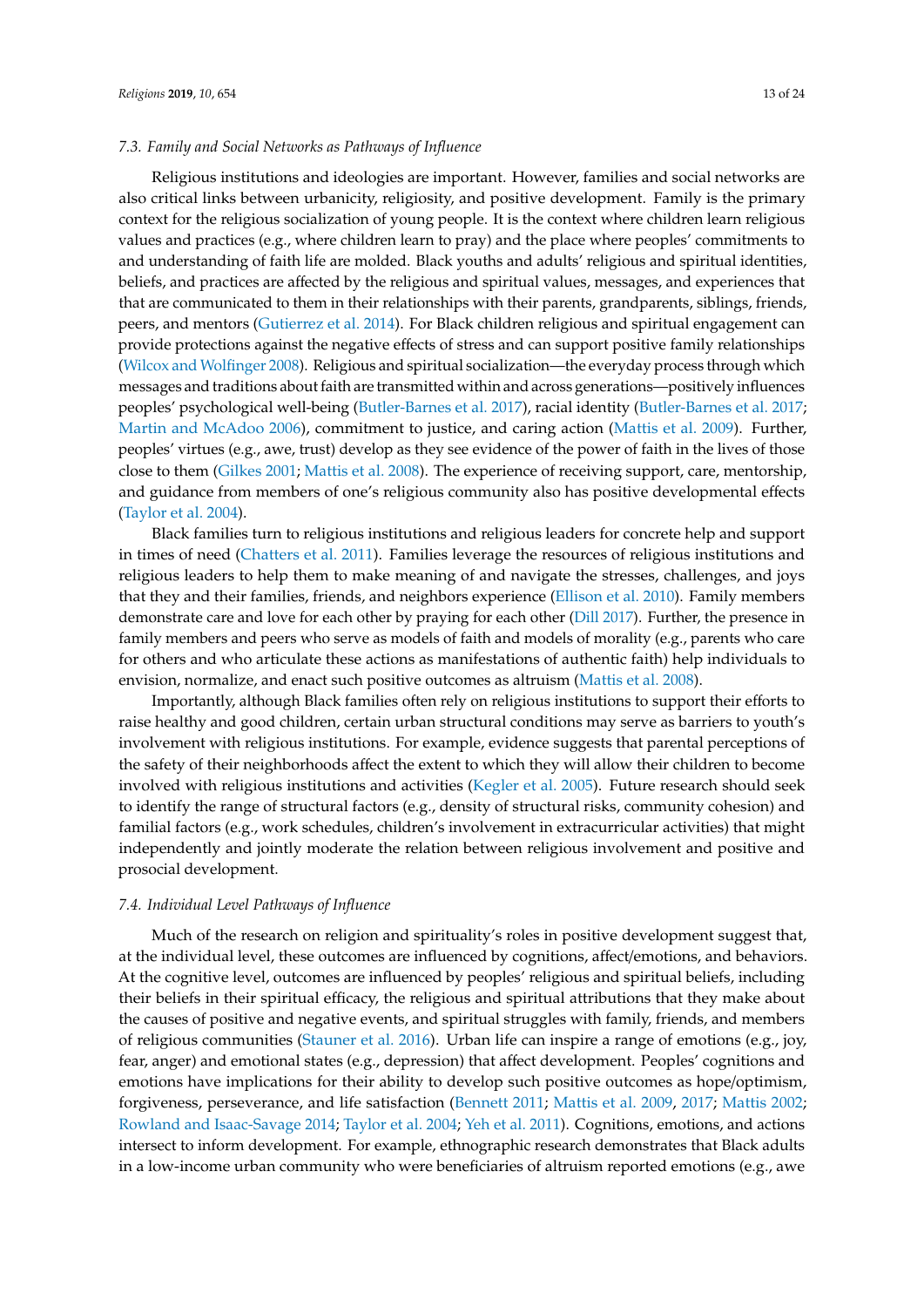### *7.3. Family and Social Networks as Pathways of Influence*

Religious institutions and ideologies are important. However, families and social networks are also critical links between urbanicity, religiosity, and positive development. Family is the primary context for the religious socialization of young people. It is the context where children learn religious values and practices (e.g., where children learn to pray) and the place where peoples' commitments to and understanding of faith life are molded. Black youths and adults' religious and spiritual identities, beliefs, and practices are affected by the religious and spiritual values, messages, and experiences that that are communicated to them in their relationships with their parents, grandparents, siblings, friends, peers, and mentors (Gutierrez et al. 2014). For Black children religious and spiritual engagement can provide protections against the negative effects of stress and can support positive family relationships (Wilcox and Wolfinger 2008). Religious and spiritual socialization—the everyday process through which messages and traditions about faith are transmitted within and across generations—positively influences peoples' psychological well-being (Butler-Barnes et al. 2017), racial identity (Butler-Barnes et al. 2017; Martin and McAdoo 2006), commitment to justice, and caring action (Mattis et al. 2009). Further, peoples' virtues (e.g., awe, trust) develop as they see evidence of the power of faith in the lives of those close to them (Gilkes 2001; Mattis et al. 2008). The experience of receiving support, care, mentorship, and guidance from members of one's religious community also has positive developmental effects (Taylor et al. 2004).

Black families turn to religious institutions and religious leaders for concrete help and support in times of need (Chatters et al. 2011). Families leverage the resources of religious institutions and religious leaders to help them to make meaning of and navigate the stresses, challenges, and joys that they and their families, friends, and neighbors experience (Ellison et al. 2010). Family members demonstrate care and love for each other by praying for each other (Dill 2017). Further, the presence in family members and peers who serve as models of faith and models of morality (e.g., parents who care for others and who articulate these actions as manifestations of authentic faith) help individuals to envision, normalize, and enact such positive outcomes as altruism (Mattis et al. 2008).

Importantly, although Black families often rely on religious institutions to support their efforts to raise healthy and good children, certain urban structural conditions may serve as barriers to youth's involvement with religious institutions. For example, evidence suggests that parental perceptions of the safety of their neighborhoods affect the extent to which they will allow their children to become involved with religious institutions and activities (Kegler et al. 2005). Future research should seek to identify the range of structural factors (e.g., density of structural risks, community cohesion) and familial factors (e.g., work schedules, children's involvement in extracurricular activities) that might independently and jointly moderate the relation between religious involvement and positive and prosocial development.

### *7.4. Individual Level Pathways of Influence*

Much of the research on religion and spirituality's roles in positive development suggest that, at the individual level, these outcomes are influenced by cognitions, affect/emotions, and behaviors. At the cognitive level, outcomes are influenced by peoples' religious and spiritual beliefs, including their beliefs in their spiritual efficacy, the religious and spiritual attributions that they make about the causes of positive and negative events, and spiritual struggles with family, friends, and members of religious communities (Stauner et al. 2016). Urban life can inspire a range of emotions (e.g., joy, fear, anger) and emotional states (e.g., depression) that affect development. Peoples' cognitions and emotions have implications for their ability to develop such positive outcomes as hope/optimism, forgiveness, perseverance, and life satisfaction (Bennett 2011; Mattis et al. 2009, 2017; Mattis 2002; Rowland and Isaac-Savage 2014; Taylor et al. 2004; Yeh et al. 2011). Cognitions, emotions, and actions intersect to inform development. For example, ethnographic research demonstrates that Black adults in a low-income urban community who were beneficiaries of altruism reported emotions (e.g., awe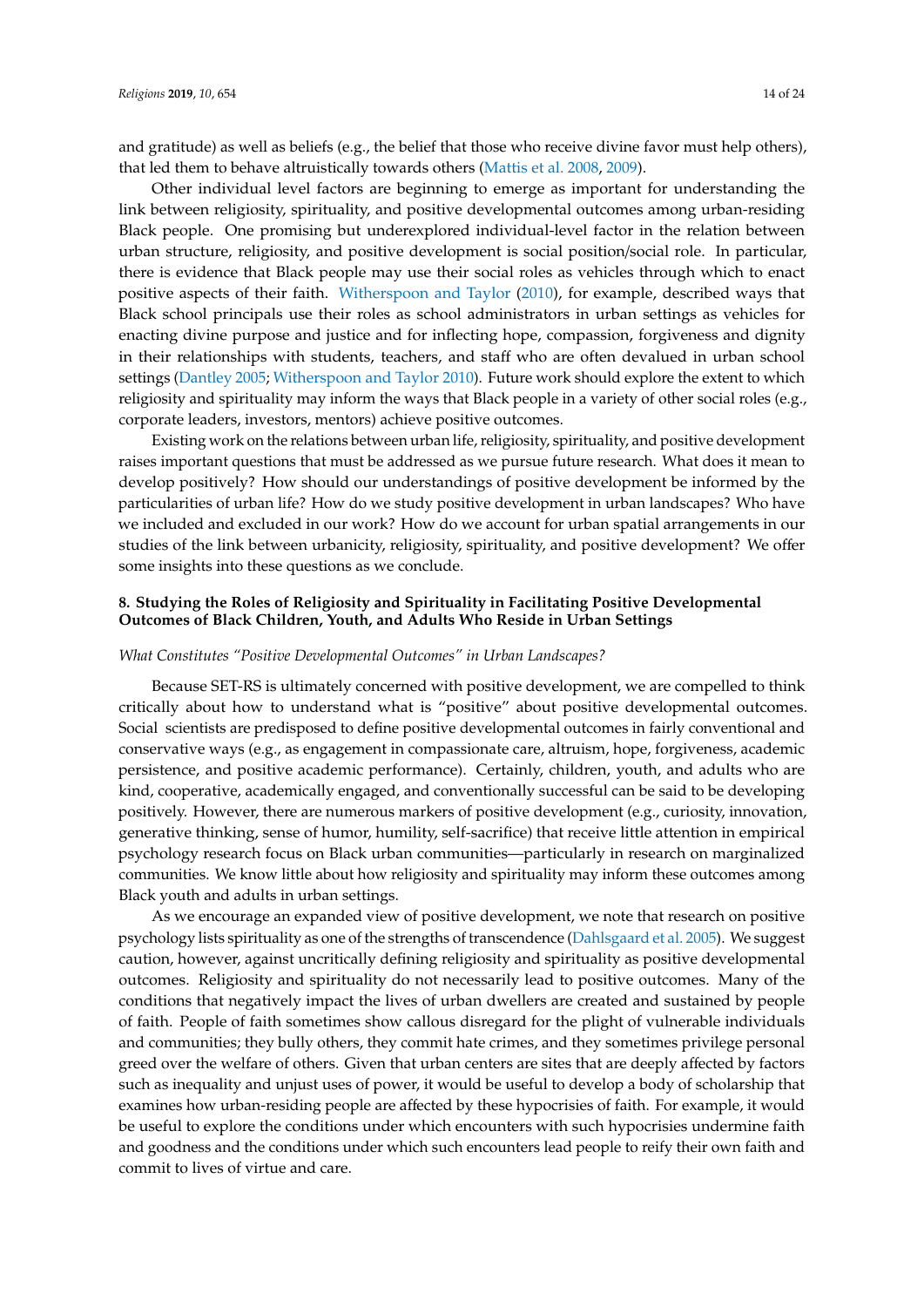and gratitude) as well as beliefs (e.g., the belief that those who receive divine favor must help others), that led them to behave altruistically towards others (Mattis et al. 2008, 2009).

Other individual level factors are beginning to emerge as important for understanding the link between religiosity, spirituality, and positive developmental outcomes among urban-residing Black people. One promising but underexplored individual-level factor in the relation between urban structure, religiosity, and positive development is social position/social role. In particular, there is evidence that Black people may use their social roles as vehicles through which to enact positive aspects of their faith. Witherspoon and Taylor (2010), for example, described ways that Black school principals use their roles as school administrators in urban settings as vehicles for enacting divine purpose and justice and for inflecting hope, compassion, forgiveness and dignity in their relationships with students, teachers, and staff who are often devalued in urban school settings (Dantley 2005; Witherspoon and Taylor 2010). Future work should explore the extent to which religiosity and spirituality may inform the ways that Black people in a variety of other social roles (e.g., corporate leaders, investors, mentors) achieve positive outcomes.

Existing work on the relations between urban life, religiosity, spirituality, and positive development raises important questions that must be addressed as we pursue future research. What does it mean to develop positively? How should our understandings of positive development be informed by the particularities of urban life? How do we study positive development in urban landscapes? Who have we included and excluded in our work? How do we account for urban spatial arrangements in our studies of the link between urbanicity, religiosity, spirituality, and positive development? We offer some insights into these questions as we conclude.

## 8. Studying the Roles of Religiosity and Spirituality in Facilitating Positive Developmental Outcomes of Black Children, Youth, and Adults Who Reside in Urban Settings

*What Constitutes "Positive Developmental Outcomes" in Urban Landscapes?*

Because SET-RS is ultimately concerned with positive development, we are compelled to think critically about how to understand what is "positive" about positive developmental outcomes. Social scientists are predisposed to define positive developmental outcomes in fairly conventional and conservative ways (e.g., as engagement in compassionate care, altruism, hope, forgiveness, academic persistence, and positive academic performance). Certainly, children, youth, and adults who are kind, cooperative, academically engaged, and conventionally successful can be said to be developing positively. However, there are numerous markers of positive development (e.g., curiosity, innovation, generative thinking, sense of humor, humility, self-sacrifice) that receive little attention in empirical psychology research focus on Black urban communities—particularly in research on marginalized communities. We know little about how religiosity and spirituality may inform these outcomes among Black youth and adults in urban settings.

As we encourage an expanded view of positive development, we note that research on positive psychology lists spirituality as one of the strengths of transcendence (Dahlsgaard et al. 2005). We suggest caution, however, against uncritically defining religiosity and spirituality as positive developmental outcomes. Religiosity and spirituality do not necessarily lead to positive outcomes. Many of the conditions that negatively impact the lives of urban dwellers are created and sustained by people of faith. People of faith sometimes show callous disregard for the plight of vulnerable individuals and communities; they bully others, they commit hate crimes, and they sometimes privilege personal greed over the welfare of others. Given that urban centers are sites that are deeply affected by factors such as inequality and unjust uses of power, it would be useful to develop a body of scholarship that examines how urban-residing people are affected by these hypocrisies of faith. For example, it would be useful to explore the conditions under which encounters with such hypocrisies undermine faith and goodness and the conditions under which such encounters lead people to reify their own faith and commit to lives of virtue and care.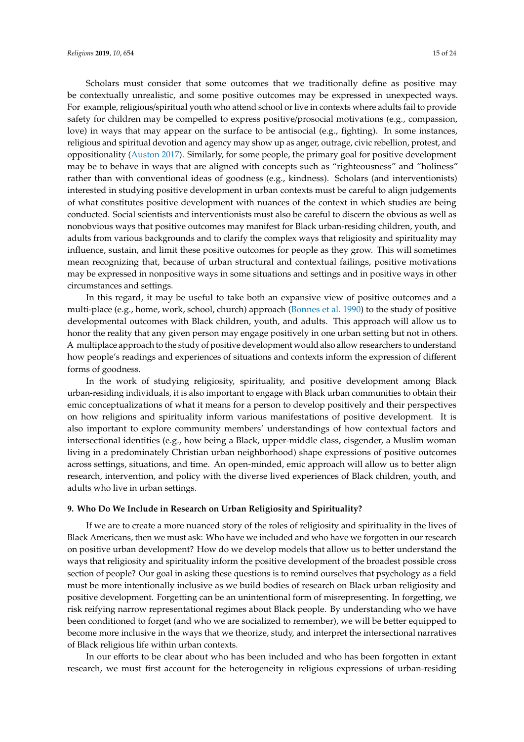Scholars must consider that some outcomes that we traditionally define as positive may be contextually unrealistic, and some positive outcomes may be expressed in unexpected ways. For example, religious/spiritual youth who attend school or live in contexts where adults fail to provide safety for children may be compelled to express positive/prosocial motivations (e.g., compassion, love) in ways that may appear on the surface to be antisocial (e.g., fighting). In some instances, religious and spiritual devotion and agency may show up as anger, outrage, civic rebellion, protest, and oppositionality (Auston 2017). Similarly, for some people, the primary goal for positive development may be to behave in ways that are aligned with concepts such as "righteousness" and "holiness" rather than with conventional ideas of goodness (e.g., kindness). Scholars (and interventionists) interested in studying positive development in urban contexts must be careful to align judgements of what constitutes positive development with nuances of the context in which studies are being conducted. Social scientists and interventionists must also be careful to discern the obvious as well as nonobvious ways that positive outcomes may manifest for Black urban-residing children, youth, and adults from various backgrounds and to clarify the complex ways that religiosity and spirituality may influence, sustain, and limit these positive outcomes for people as they grow. This will sometimes mean recognizing that, because of urban structural and contextual failings, positive motivations may be expressed in nonpositive ways in some situations and settings and in positive ways in other circumstances and settings.

In this regard, it may be useful to take both an expansive view of positive outcomes and a multi-place (e.g., home, work, school, church) approach (Bonnes et al. 1990) to the study of positive developmental outcomes with Black children, youth, and adults. This approach will allow us to honor the reality that any given person may engage positively in one urban setting but not in others. A multiplace approach to the study of positive development would also allow researchers to understand how people's readings and experiences of situations and contexts inform the expression of different forms of goodness.

In the work of studying religiosity, spirituality, and positive development among Black urban-residing individuals, it is also important to engage with Black urban communities to obtain their emic conceptualizations of what it means for a person to develop positively and their perspectives on how religions and spirituality inform various manifestations of positive development. It is also important to explore community members' understandings of how contextual factors and intersectional identities (e.g., how being a Black, upper-middle class, cisgender, a Muslim woman living in a predominately Christian urban neighborhood) shape expressions of positive outcomes across settings, situations, and time. An open-minded, emic approach will allow us to better align research, intervention, and policy with the diverse lived experiences of Black children, youth, and adults who live in urban settings.

## 9. Who Do We Include in Research on Urban Religiosity and Spirituality?

If we are to create a more nuanced story of the roles of religiosity and spirituality in the lives of Black Americans, then we must ask: Who have we included and who have we forgotten in our research on positive urban development? How do we develop models that allow us to better understand the ways that religiosity and spirituality inform the positive development of the broadest possible cross section of people? Our goal in asking these questions is to remind ourselves that psychology as a field must be more intentionally inclusive as we build bodies of research on Black urban religiosity and positive development. Forgetting can be an unintentional form of misrepresenting. In forgetting, we risk reifying narrow representational regimes about Black people. By understanding who we have been conditioned to forget (and who we are socialized to remember), we will be better equipped to become more inclusive in the ways that we theorize, study, and interpret the intersectional narratives of Black religious life within urban contexts.

In our efforts to be clear about who has been included and who has been forgotten in extant research, we must first account for the heterogeneity in religious expressions of urban-residing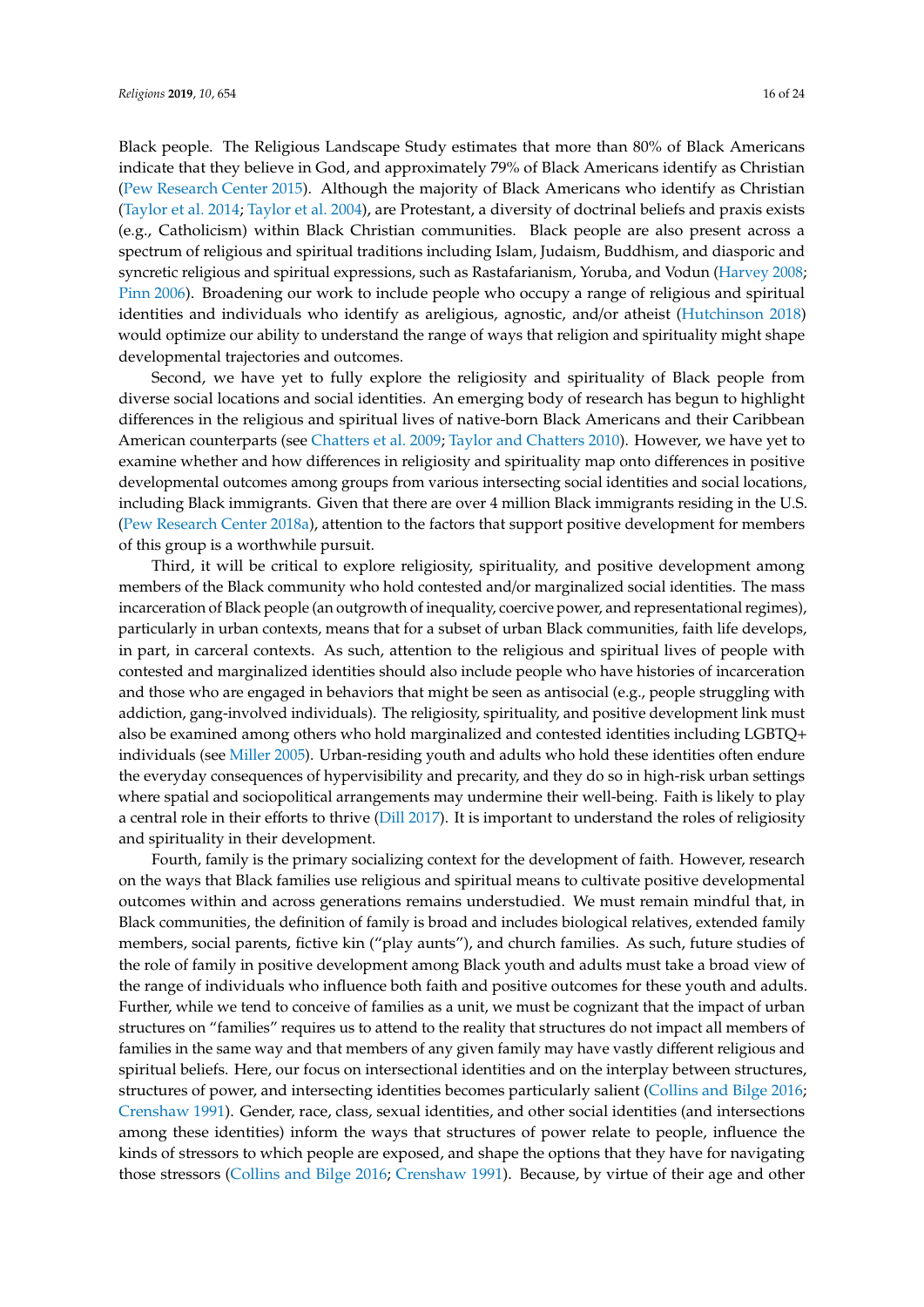Black people. The Religious Landscape Study estimates that more than 80% of Black Americans indicate that they believe in God, and approximately 79% of Black Americans identify as Christian (Pew Research Center 2015). Although the majority of Black Americans who identify as Christian (Taylor et al. 2014; Taylor et al. 2004), are Protestant, a diversity of doctrinal beliefs and praxis exists (e.g., Catholicism) within Black Christian communities. Black people are also present across a spectrum of religious and spiritual traditions including Islam, Judaism, Buddhism, and diasporic and syncretic religious and spiritual expressions, such as Rastafarianism, Yoruba, and Vodun (Harvey 2008; Pinn 2006). Broadening our work to include people who occupy a range of religious and spiritual identities and individuals who identify as areligious, agnostic, and/or atheist (Hutchinson 2018) would optimize our ability to understand the range of ways that religion and spirituality might shape developmental trajectories and outcomes.

Second, we have yet to fully explore the religiosity and spirituality of Black people from diverse social locations and social identities. An emerging body of research has begun to highlight differences in the religious and spiritual lives of native-born Black Americans and their Caribbean American counterparts (see Chatters et al. 2009; Taylor and Chatters 2010). However, we have yet to examine whether and how differences in religiosity and spirituality map onto differences in positive developmental outcomes among groups from various intersecting social identities and social locations, including Black immigrants. Given that there are over 4 million Black immigrants residing in the U.S. (Pew Research Center 2018a), attention to the factors that support positive development for members of this group is a worthwhile pursuit.

Third, it will be critical to explore religiosity, spirituality, and positive development among members of the Black community who hold contested and/or marginalized social identities. The mass incarceration of Black people (an outgrowth of inequality, coercive power, and representational regimes), particularly in urban contexts, means that for a subset of urban Black communities, faith life develops, in part, in carceral contexts. As such, attention to the religious and spiritual lives of people with contested and marginalized identities should also include people who have histories of incarceration and those who are engaged in behaviors that might be seen as antisocial (e.g., people struggling with addiction, gang-involved individuals). The religiosity, spirituality, and positive development link must also be examined among others who hold marginalized and contested identities including LGBTQ+ individuals (see Miller 2005). Urban-residing youth and adults who hold these identities often endure the everyday consequences of hypervisibility and precarity, and they do so in high-risk urban settings where spatial and sociopolitical arrangements may undermine their well-being. Faith is likely to play a central role in their efforts to thrive (Dill 2017). It is important to understand the roles of religiosity and spirituality in their development.

Fourth, family is the primary socializing context for the development of faith. However, research on the ways that Black families use religious and spiritual means to cultivate positive developmental outcomes within and across generations remains understudied. We must remain mindful that, in Black communities, the definition of family is broad and includes biological relatives, extended family members, social parents, fictive kin ("play aunts"), and church families. As such, future studies of the role of family in positive development among Black youth and adults must take a broad view of the range of individuals who influence both faith and positive outcomes for these youth and adults. Further, while we tend to conceive of families as a unit, we must be cognizant that the impact of urban structures on "families" requires us to attend to the reality that structures do not impact all members of families in the same way and that members of any given family may have vastly different religious and spiritual beliefs. Here, our focus on intersectional identities and on the interplay between structures, structures of power, and intersecting identities becomes particularly salient (Collins and Bilge 2016; Crenshaw 1991). Gender, race, class, sexual identities, and other social identities (and intersections among these identities) inform the ways that structures of power relate to people, influence the kinds of stressors to which people are exposed, and shape the options that they have for navigating those stressors (Collins and Bilge 2016; Crenshaw 1991). Because, by virtue of their age and other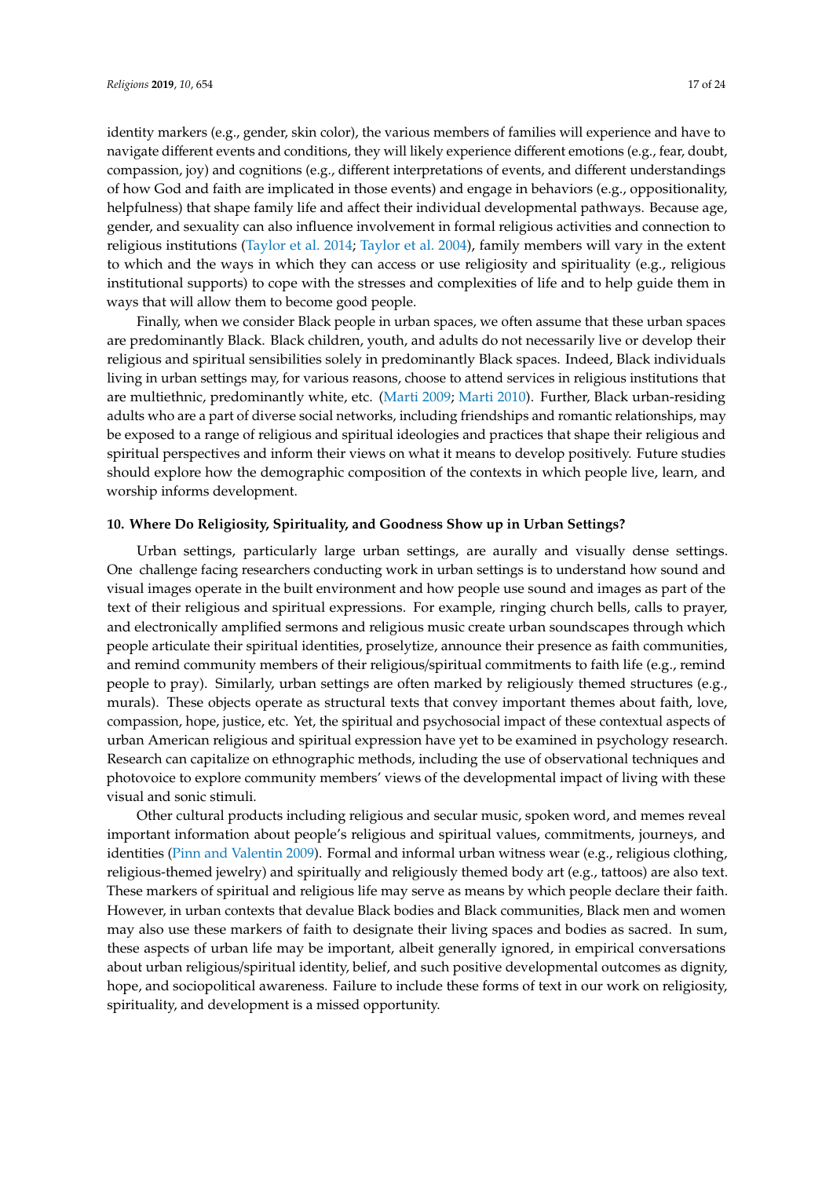identity markers (e.g., gender, skin color), the various members of families will experience and have to navigate different events and conditions, they will likely experience different emotions (e.g., fear, doubt, compassion, joy) and cognitions (e.g., different interpretations of events, and different understandings of how God and faith are implicated in those events) and engage in behaviors (e.g., oppositionality, helpfulness) that shape family life and affect their individual developmental pathways. Because age, gender, and sexuality can also influence involvement in formal religious activities and connection to religious institutions (Taylor et al. 2014; Taylor et al. 2004), family members will vary in the extent to which and the ways in which they can access or use religiosity and spirituality (e.g., religious institutional supports) to cope with the stresses and complexities of life and to help guide them in ways that will allow them to become good people.

Finally, when we consider Black people in urban spaces, we often assume that these urban spaces are predominantly Black. Black children, youth, and adults do not necessarily live or develop their religious and spiritual sensibilities solely in predominantly Black spaces. Indeed, Black individuals living in urban settings may, for various reasons, choose to attend services in religious institutions that are multiethnic, predominantly white, etc. (Marti 2009; Marti 2010). Further, Black urban-residing adults who are a part of diverse social networks, including friendships and romantic relationships, may be exposed to a range of religious and spiritual ideologies and practices that shape their religious and spiritual perspectives and inform their views on what it means to develop positively. Future studies should explore how the demographic composition of the contexts in which people live, learn, and worship informs development.

## 10. Where Do Religiosity, Spirituality, and Goodness Show up in Urban Settings?

Urban settings, particularly large urban settings, are aurally and visually dense settings. One challenge facing researchers conducting work in urban settings is to understand how sound and visual images operate in the built environment and how people use sound and images as part of the text of their religious and spiritual expressions. For example, ringing church bells, calls to prayer, and electronically amplified sermons and religious music create urban soundscapes through which people articulate their spiritual identities, proselytize, announce their presence as faith communities, and remind community members of their religious/spiritual commitments to faith life (e.g., remind people to pray). Similarly, urban settings are often marked by religiously themed structures (e.g., murals). These objects operate as structural texts that convey important themes about faith, love, compassion, hope, justice, etc. Yet, the spiritual and psychosocial impact of these contextual aspects of urban American religious and spiritual expression have yet to be examined in psychology research. Research can capitalize on ethnographic methods, including the use of observational techniques and photovoice to explore community members' views of the developmental impact of living with these visual and sonic stimuli.

Other cultural products including religious and secular music, spoken word, and memes reveal important information about people's religious and spiritual values, commitments, journeys, and identities (Pinn and Valentin 2009). Formal and informal urban witness wear (e.g., religious clothing, religious-themed jewelry) and spiritually and religiously themed body art (e.g., tattoos) are also text. These markers of spiritual and religious life may serve as means by which people declare their faith. However, in urban contexts that devalue Black bodies and Black communities, Black men and women may also use these markers of faith to designate their living spaces and bodies as sacred. In sum, these aspects of urban life may be important, albeit generally ignored, in empirical conversations about urban religious/spiritual identity, belief, and such positive developmental outcomes as dignity, hope, and sociopolitical awareness. Failure to include these forms of text in our work on religiosity, spirituality, and development is a missed opportunity.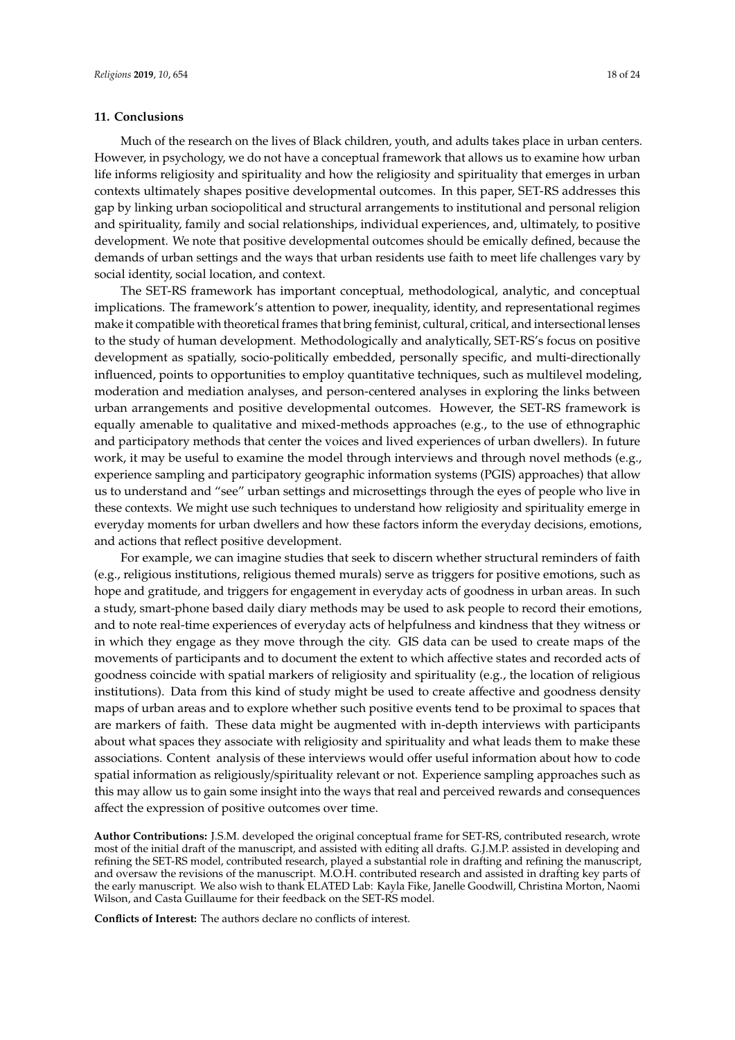## 11. Conclusions

Much of the research on the lives of Black children, youth, and adults takes place in urban centers. However, in psychology, we do not have a conceptual framework that allows us to examine how urban life informs religiosity and spirituality and how the religiosity and spirituality that emerges in urban contexts ultimately shapes positive developmental outcomes. In this paper, SET-RS addresses this gap by linking urban sociopolitical and structural arrangements to institutional and personal religion and spirituality, family and social relationships, individual experiences, and, ultimately, to positive development. We note that positive developmental outcomes should be emically defined, because the demands of urban settings and the ways that urban residents use faith to meet life challenges vary by social identity, social location, and context.

The SET-RS framework has important conceptual, methodological, analytic, and conceptual implications. The framework's attention to power, inequality, identity, and representational regimes make it compatible with theoretical frames that bring feminist, cultural, critical, and intersectional lenses to the study of human development. Methodologically and analytically, SET-RS's focus on positive development as spatially, socio-politically embedded, personally specific, and multi-directionally influenced, points to opportunities to employ quantitative techniques, such as multilevel modeling, moderation and mediation analyses, and person-centered analyses in exploring the links between urban arrangements and positive developmental outcomes. However, the SET-RS framework is equally amenable to qualitative and mixed-methods approaches (e.g., to the use of ethnographic and participatory methods that center the voices and lived experiences of urban dwellers). In future work, it may be useful to examine the model through interviews and through novel methods (e.g., experience sampling and participatory geographic information systems (PGIS) approaches) that allow us to understand and "see" urban settings and microsettings through the eyes of people who live in these contexts. We might use such techniques to understand how religiosity and spirituality emerge in everyday moments for urban dwellers and how these factors inform the everyday decisions, emotions, and actions that reflect positive development.

For example, we can imagine studies that seek to discern whether structural reminders of faith (e.g., religious institutions, religious themed murals) serve as triggers for positive emotions, such as hope and gratitude, and triggers for engagement in everyday acts of goodness in urban areas. In such a study, smart-phone based daily diary methods may be used to ask people to record their emotions, and to note real-time experiences of everyday acts of helpfulness and kindness that they witness or in which they engage as they move through the city. GIS data can be used to create maps of the movements of participants and to document the extent to which affective states and recorded acts of goodness coincide with spatial markers of religiosity and spirituality (e.g., the location of religious institutions). Data from this kind of study might be used to create affective and goodness density maps of urban areas and to explore whether such positive events tend to be proximal to spaces that are markers of faith. These data might be augmented with in-depth interviews with participants about what spaces they associate with religiosity and spirituality and what leads them to make these associations. Content analysis of these interviews would offer useful information about how to code spatial information as religiously/spirituality relevant or not. Experience sampling approaches such as this may allow us to gain some insight into the ways that real and perceived rewards and consequences affect the expression of positive outcomes over time.

**Author Contributions:** J.S.M. developed the original conceptual frame for SET-RS, contributed research, wrote most of the initial draft of the manuscript, and assisted with editing all drafts. G.J.M.P. assisted in developing and refining the SET-RS model, contributed research, played a substantial role in drafting and refining the manuscript, and oversaw the revisions of the manuscript. M.O.H. contributed research and assisted in drafting key parts of the early manuscript. We also wish to thank ELATED Lab: Kayla Fike, Janelle Goodwill, Christina Morton, Naomi Wilson, and Casta Guillaume for their feedback on the SET-RS model.

**Conflicts of Interest:** The authors declare no conflicts of interest.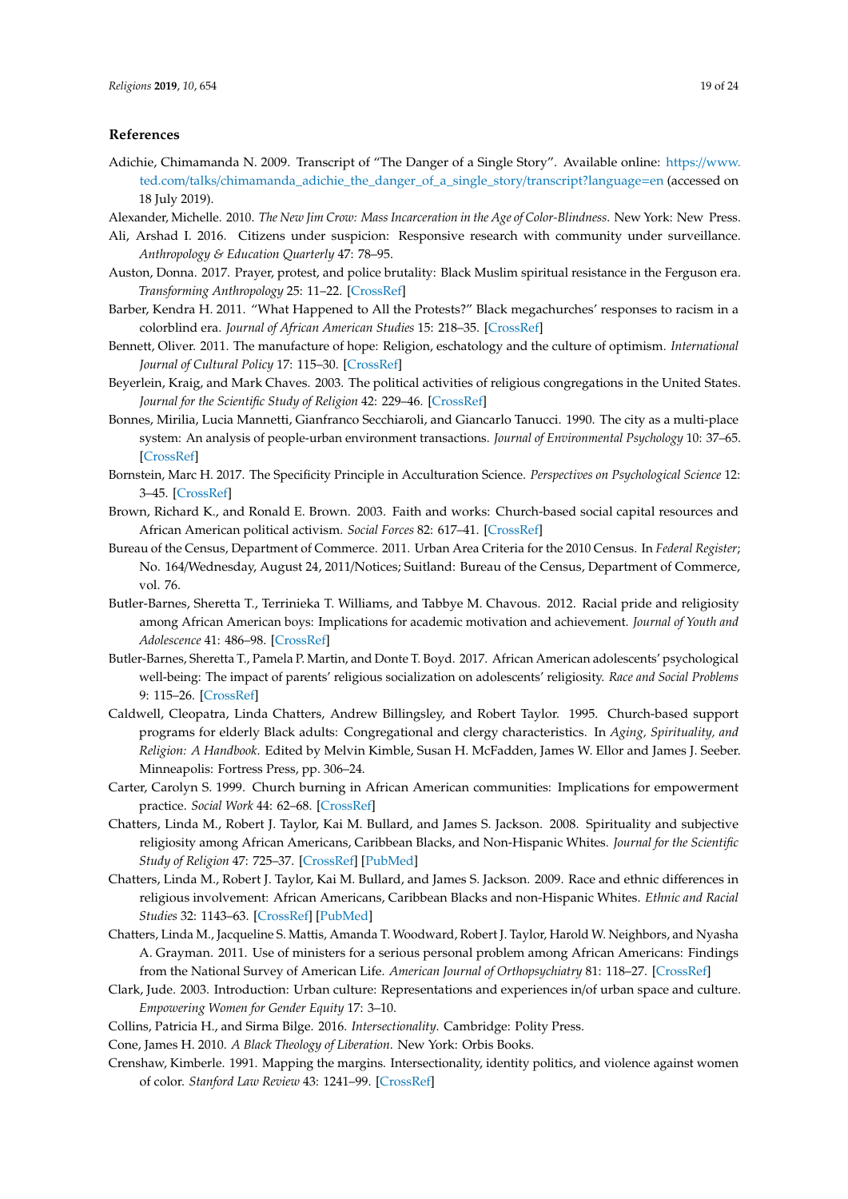## References

Adichie, Chimamanda N. 2009. Transcript of "The Danger of a Single Story". Available online: https://www.ted.com/talks/chimamanda_adichie_the_danger_of_a_single_story/transcript?language=en (accessed on 18 July 2019).

Alexander, Michelle. 2010. *The New Jim Crow: Mass Incarceration in the Age of Color-Blindness*. New York: New Press.

Ali, Arshad I. 2016. Citizens under suspicion: Responsive research with community under surveillance. *Anthropology & Education Quarterly* 47: 78–95.

Auston, Donna. 2017. Prayer, protest, and police brutality: Black Muslim spiritual resistance in the Ferguson era. *Transforming Anthropology* 25: 11–22. [CrossRef]

Barber, Kendra H. 2011. "What Happened to All the Protests?" Black megachurches' responses to racism in a colorblind era. *Journal of African American Studies* 15: 218–35. [CrossRef]

Bennett, Oliver. 2011. The manufacture of hope: Religion, eschatology and the culture of optimism. *International Journal of Cultural Policy* 17: 115–30. [CrossRef]

Beyerlein, Kraig, and Mark Chaves. 2003. The political activities of religious congregations in the United States. *Journal for the Scientific Study of Religion* 42: 229–46. [CrossRef]

Bonnes, Mirilia, Lucia Mannetti, Gianfranco Secchiaroli, and Giancarlo Tanucci. 1990. The city as a multi-place system: An analysis of people-urban environment transactions. *Journal of Environmental Psychology* 10: 37–65. [CrossRef]

Bornstein, Marc H. 2017. The Specificity Principle in Acculturation Science. *Perspectives on Psychological Science* 12: 3–45. [CrossRef]

Brown, Richard K., and Ronald E. Brown. 2003. Faith and works: Church-based social capital resources and African American political activism. *Social Forces* 82: 617–41. [CrossRef]

Bureau of the Census, Department of Commerce. 2011. Urban Area Criteria for the 2010 Census. In *Federal Register*; No. 164/Wednesday, August 24, 2011/Notices; Suitland: Bureau of the Census, Department of Commerce, vol. 76.

Butler-Barnes, Sheretta T., Terrinieka T. Williams, and Tabbye M. Chavous. 2012. Racial pride and religiosity among African American boys: Implications for academic motivation and achievement. *Journal of Youth and Adolescence* 41: 486–98. [CrossRef]

Butler-Barnes, Sheretta T., Pamela P. Martin, and Donte T. Boyd. 2017. African American adolescents' psychological well-being: The impact of parents' religious socialization on adolescents' religiosity. *Race and Social Problems* 9: 115–26. [CrossRef]

Caldwell, Cleopatra, Linda Chatters, Andrew Billingsley, and Robert Taylor. 1995. Church-based support programs for elderly Black adults: Congregational and clergy characteristics. In *Aging, Spirituality, and Religion: A Handbook*. Edited by Melvin Kimble, Susan H. McFadden, James W. Ellor and James J. Seeber. Minneapolis: Fortress Press, pp. 306–24.

Carter, Carolyn S. 1999. Church burning in African American communities: Implications for empowerment practice. *Social Work* 44: 62–68. [CrossRef]

Chatters, Linda M., Robert J. Taylor, Kai M. Bullard, and James S. Jackson. 2008. Spirituality and subjective religiosity among African Americans, Caribbean Blacks, and Non-Hispanic Whites. *Journal for the Scientific Study of Religion* 47: 725–37. [CrossRef] [PubMed]

Chatters, Linda M., Robert J. Taylor, Kai M. Bullard, and James S. Jackson. 2009. Race and ethnic differences in religious involvement: African Americans, Caribbean Blacks and non-Hispanic Whites. *Ethnic and Racial Studies* 32: 1143–63. [CrossRef] [PubMed]

Chatters, Linda M., Jacqueline S. Mattis, Amanda T. Woodward, Robert J. Taylor, Harold W. Neighbors, and Nyasha A. Grayman. 2011. Use of ministers for a serious personal problem among African Americans: Findings from the National Survey of American Life. *American Journal of Orthopsychiatry* 81: 118–27. [CrossRef]

Clark, Jude. 2003. Introduction: Urban culture: Representations and experiences in/of urban space and culture. *Empowering Women for Gender Equity* 17: 3–10.

Collins, Patricia H., and Sirma Bilge. 2016. *Intersectionality*. Cambridge: Polity Press.

Cone, James H. 2010. *A Black Theology of Liberation*. New York: Orbis Books.

Crenshaw, Kimberle. 1991. Mapping the margins. Intersectionality, identity politics, and violence against women of color. *Stanford Law Review* 43: 1241–99. [CrossRef]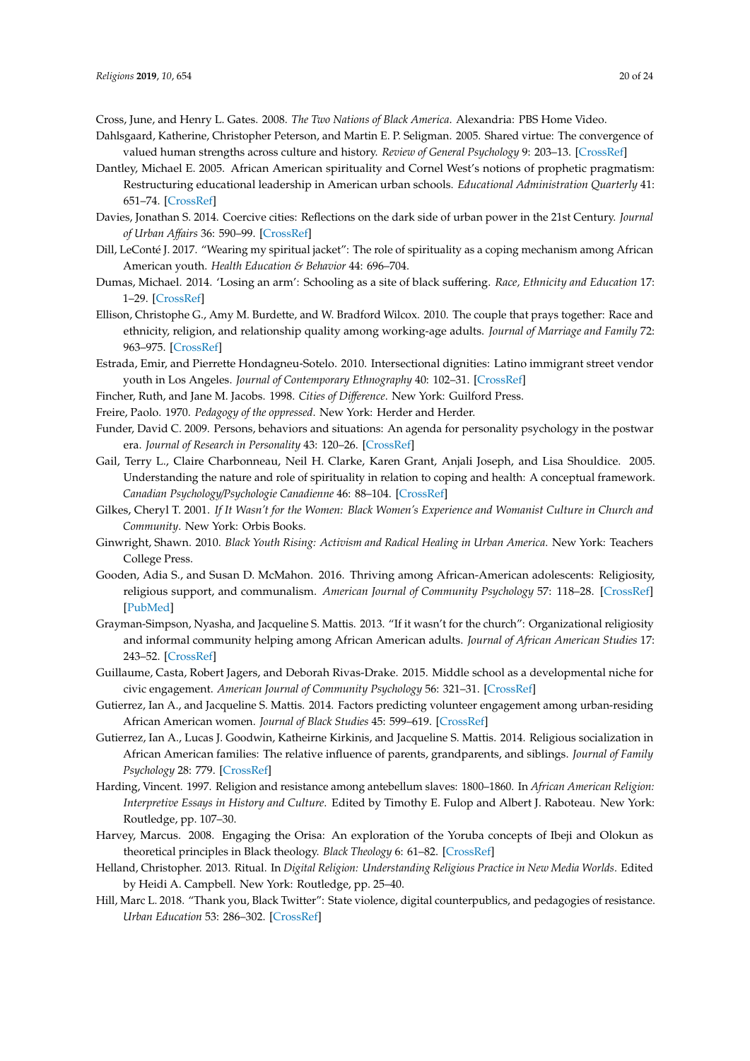Cross, June, and Henry L. Gates. 2008. *The Two Nations of Black America*. Alexandria: PBS Home Video.

Dahlsgaard, Katherine, Christopher Peterson, and Martin E. P. Seligman. 2005. Shared virtue: The convergence of valued human strengths across culture and history. *Review of General Psychology* 9: 203–13. [CrossRef]

Dantley, Michael E. 2005. African American spirituality and Cornel West's notions of prophetic pragmatism: Restructuring educational leadership in American urban schools. *Educational Administration Quarterly* 41: 651–74. [CrossRef]

Davies, Jonathan S. 2014. Coercive cities: Reflections on the dark side of urban power in the 21st Century. *Journal of Urban Affairs* 36: 590–99. [CrossRef]

Dill, LeConté J. 2017. "Wearing my spiritual jacket": The role of spirituality as a coping mechanism among African American youth. *Health Education & Behavior* 44: 696–704.

Dumas, Michael. 2014. 'Losing an arm': Schooling as a site of black suffering. *Race, Ethnicity and Education* 17: 1–29. [CrossRef]

Ellison, Christophe G., Amy M. Burdette, and W. Bradford Wilcox. 2010. The couple that prays together: Race and ethnicity, religion, and relationship quality among working-age adults. *Journal of Marriage and Family* 72: 963–975. [CrossRef]

Estrada, Emir, and Pierrette Hondagneu-Sotelo. 2010. Intersectional dignities: Latino immigrant street vendor youth in Los Angeles. *Journal of Contemporary Ethnography* 40: 102–31. [CrossRef]

Fincher, Ruth, and Jane M. Jacobs. 1998. *Cities of Difference*. New York: Guilford Press.

Freire, Paolo. 1970. *Pedagogy of the oppressed*. New York: Herder and Herder.

Funder, David C. 2009. Persons, behaviors and situations: An agenda for personality psychology in the postwar era. *Journal of Research in Personality* 43: 120–26. [CrossRef]

Gail, Terry L., Claire Charbonneau, Neil H. Clarke, Karen Grant, Anjali Joseph, and Lisa Shouldice. 2005. Understanding the nature and role of spirituality in relation to coping and health: A conceptual framework. *Canadian Psychology/Psychologie Canadienne* 46: 88–104. [CrossRef]

Gilkes, Cheryl T. 2001. *If It Wasn't for the Women: Black Women's Experience and Womanist Culture in Church and Community*. New York: Orbis Books.

Ginwright, Shawn. 2010. *Black Youth Rising: Activism and Radical Healing in Urban America*. New York: Teachers College Press.

Gooden, Adia S., and Susan D. McMahon. 2016. Thriving among African-American adolescents: Religiosity, religious support, and communalism. *American Journal of Community Psychology* 57: 118–28. [CrossRef] [PubMed]

Grayman-Simpson, Nyasha, and Jacqueline S. Mattis. 2013. "If it wasn't for the church": Organizational religiosity and informal community helping among African American adults. *Journal of African American Studies* 17: 243–52. [CrossRef]

Guillaume, Casta, Robert Jagers, and Deborah Rivas-Drake. 2015. Middle school as a developmental niche for civic engagement. *American Journal of Community Psychology* 56: 321–31. [CrossRef]

Gutierrez, Ian A., and Jacqueline S. Mattis. 2014. Factors predicting volunteer engagement among urban-residing African American women. *Journal of Black Studies* 45: 599–619. [CrossRef]

Gutierrez, Ian A., Lucas J. Goodwin, Katheirne Kirkinis, and Jacqueline S. Mattis. 2014. Religious socialization in African American families: The relative influence of parents, grandparents, and siblings. *Journal of Family Psychology* 28: 779. [CrossRef]

Harding, Vincent. 1997. Religion and resistance among antebellum slaves: 1800–1860. In *African American Religion: Interpretive Essays in History and Culture*. Edited by Timothy E. Fulop and Albert J. Raboteau. New York: Routledge, pp. 107–30.

Harvey, Marcus. 2008. Engaging the Orisa: An exploration of the Yoruba concepts of Ibeji and Olokun as theoretical principles in Black theology. *Black Theology* 6: 61–82. [CrossRef]

Helland, Christopher. 2013. Ritual. In *Digital Religion: Understanding Religious Practice in New Media Worlds*. Edited by Heidi A. Campbell. New York: Routledge, pp. 25–40.

Hill, Marc L. 2018. "Thank you, Black Twitter": State violence, digital counterpublics, and pedagogies of resistance. *Urban Education* 53: 286–302. [CrossRef]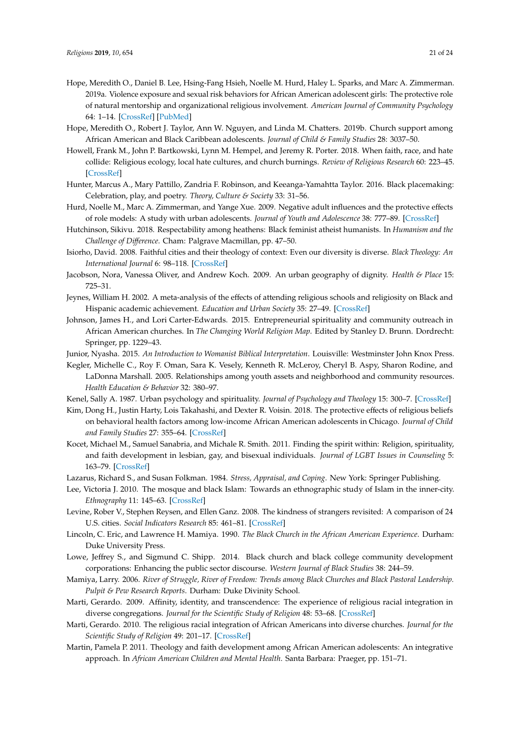Hope, Meredith O., Daniel B. Lee, Hsing-Fang Hsieh, Noelle M. Hurd, Haley L. Sparks, and Marc A. Zimmerman. 2019a. Violence exposure and sexual risk behaviors for African American adolescent girls: The protective role of natural mentorship and organizational religious involvement. *American Journal of Community Psychology* 64: 1–14. [CrossRef] [PubMed]

Hope, Meredith O., Robert J. Taylor, Ann W. Nguyen, and Linda M. Chatters. 2019b. Church support among African American and Black Caribbean adolescents. *Journal of Child & Family Studies* 28: 3037–50.

Howell, Frank M., John P. Bartkowski, Lynn M. Hempel, and Jeremy R. Porter. 2018. When faith, race, and hate collide: Religious ecology, local hate cultures, and church burnings. *Review of Religious Research* 60: 223–45. [CrossRef]

Hunter, Marcus A., Mary Pattillo, Zandria F. Robinson, and Keeanga-Yamahtta Taylor. 2016. Black placemaking: Celebration, play, and poetry. *Theory, Culture & Society* 33: 31–56.

Hurd, Noelle M., Marc A. Zimmerman, and Yange Xue. 2009. Negative adult influences and the protective effects of role models: A study with urban adolescents. *Journal of Youth and Adolescence* 38: 777–89. [CrossRef]

Hutchinson, Sikivu. 2018. Respectability among heathens: Black feminist atheist humanists. In *Humanism and the Challenge of Difference*. Cham: Palgrave Macmillan, pp. 47–50.

Isiorho, David. 2008. Faithful cities and their theology of context: Even our diversity is diverse. *Black Theology: An International Journal* 6: 98–118. [CrossRef]

Jacobson, Nora, Vanessa Oliver, and Andrew Koch. 2009. An urban geography of dignity. *Health & Place* 15: 725–31.

Jeynes, William H. 2002. A meta-analysis of the effects of attending religious schools and religiosity on Black and Hispanic academic achievement. *Education and Urban Society* 35: 27–49. [CrossRef]

Johnson, James H., and Lori Carter-Edwards. 2015. Entrepreneurial spirituality and community outreach in African American churches. In *The Changing World Religion Map*. Edited by Stanley D. Brunn. Dordrecht: Springer, pp. 1229–43.

Junior, Nyasha. 2015. *An Introduction to Womanist Biblical Interpretation*. Louisville: Westminster John Knox Press.

Kegler, Michelle C., Roy F. Oman, Sara K. Vesely, Kenneth R. McLeroy, Cheryl B. Aspy, Sharon Rodine, and LaDonna Marshall. 2005. Relationships among youth assets and neighborhood and community resources. *Health Education & Behavior* 32: 380–97.

Kenel, Sally A. 1987. Urban psychology and spirituality. *Journal of Psychology and Theology* 15: 300–7. [CrossRef]

Kim, Dong H., Justin Harty, Lois Takahashi, and Dexter R. Voisin. 2018. The protective effects of religious beliefs on behavioral health factors among low-income African American adolescents in Chicago. *Journal of Child and Family Studies* 27: 355–64. [CrossRef]

Kocet, Michael M., Samuel Sanabria, and Michale R. Smith. 2011. Finding the spirit within: Religion, spirituality, and faith development in lesbian, gay, and bisexual individuals. *Journal of LGBT Issues in Counseling* 5: 163–79. [CrossRef]

Lazarus, Richard S., and Susan Folkman. 1984. *Stress, Appraisal, and Coping*. New York: Springer Publishing.

Lee, Victoria J. 2010. The mosque and black Islam: Towards an ethnographic study of Islam in the inner-city. *Ethnography* 11: 145–63. [CrossRef]

Levine, Rober V., Stephen Reysen, and Ellen Ganz. 2008. The kindness of strangers revisited: A comparison of 24 U.S. cities. *Social Indicators Research* 85: 461–81. [CrossRef]

Lincoln, C. Eric, and Lawrence H. Mamiya. 1990. *The Black Church in the African American Experience*. Durham: Duke University Press.

Lowe, Jeffrey S., and Sigmund C. Shipp. 2014. Black church and black college community development corporations: Enhancing the public sector discourse. *Western Journal of Black Studies* 38: 244–59.

Mamiya, Larry. 2006. *River of Struggle, River of Freedom: Trends among Black Churches and Black Pastoral Leadership. Pulpit & Pew Research Reports*. Durham: Duke Divinity School.

Marti, Gerardo. 2009. Affinity, identity, and transcendence: The experience of religious racial integration in diverse congregations. *Journal for the Scientific Study of Religion* 48: 53–68. [CrossRef]

Marti, Gerardo. 2010. The religious racial integration of African Americans into diverse churches. *Journal for the Scientific Study of Religion* 49: 201–17. [CrossRef]

Martin, Pamela P. 2011. Theology and faith development among African American adolescents: An integrative approach. In *African American Children and Mental Health*. Santa Barbara: Praeger, pp. 151–71.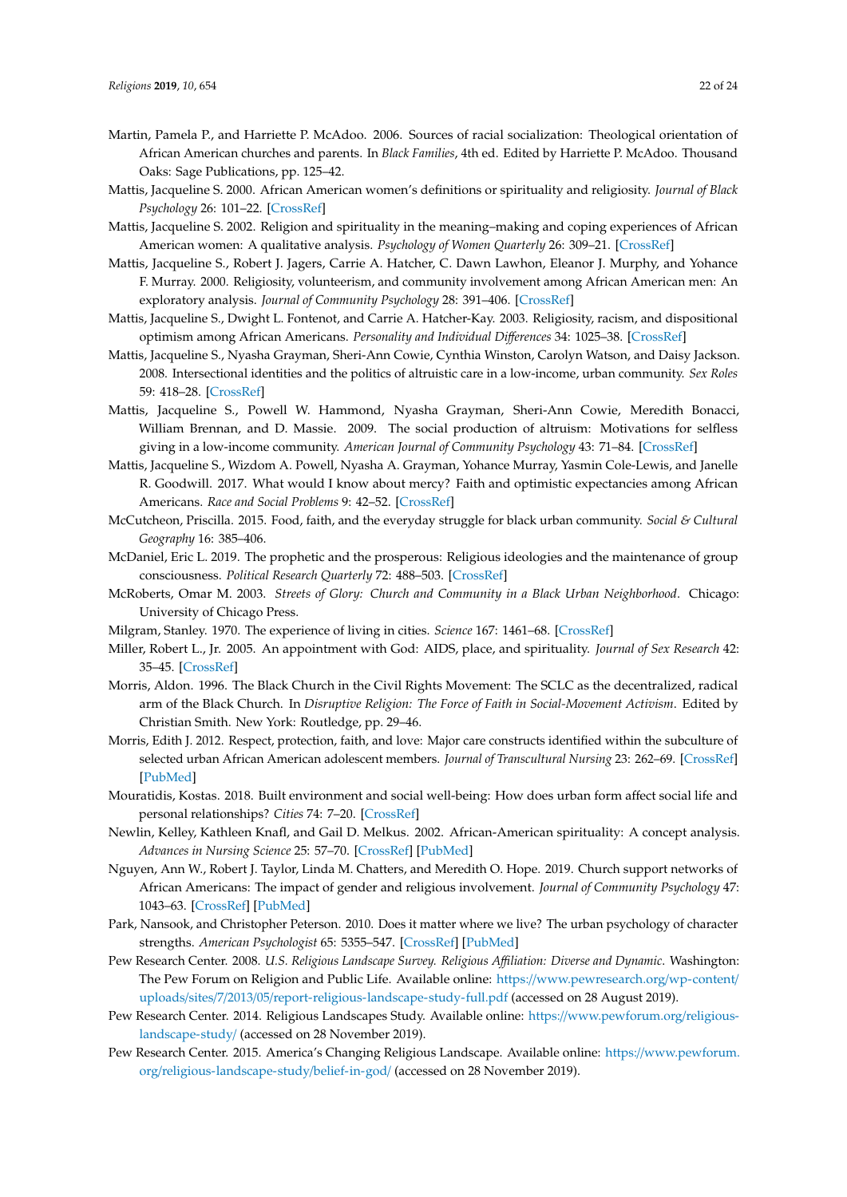Martin, Pamela P., and Harriette P. McAdoo. 2006. Sources of racial socialization: Theological orientation of African American churches and parents. In *Black Families*, 4th ed. Edited by Harriette P. McAdoo. Thousand Oaks: Sage Publications, pp. 125–42.

Mattis, Jacqueline S. 2000. African American women's definitions or spirituality and religiosity. *Journal of Black Psychology* 26: 101–22. [CrossRef]

Mattis, Jacqueline S. 2002. Religion and spirituality in the meaning–making and coping experiences of African American women: A qualitative analysis. *Psychology of Women Quarterly* 26: 309–21. [CrossRef]

Mattis, Jacqueline S., Robert J. Jagers, Carrie A. Hatcher, C. Dawn Lawhon, Eleanor J. Murphy, and Yohance F. Murray. 2000. Religiosity, volunteerism, and community involvement among African American men: An exploratory analysis. *Journal of Community Psychology* 28: 391–406. [CrossRef]

Mattis, Jacqueline S., Dwight L. Fontenot, and Carrie A. Hatcher-Kay. 2003. Religiosity, racism, and dispositional optimism among African Americans. *Personality and Individual Differences* 34: 1025–38. [CrossRef]

Mattis, Jacqueline S., Nyasha Grayman, Sheri-Ann Cowie, Cynthia Winston, Carolyn Watson, and Daisy Jackson. 2008. Intersectional identities and the politics of altruistic care in a low-income, urban community. *Sex Roles* 59: 418–28. [CrossRef]

Mattis, Jacqueline S., Powell W. Hammond, Nyasha Grayman, Sheri-Ann Cowie, Meredith Bonacci, William Brennan, and D. Massie. 2009. The social production of altruism: Motivations for selfless giving in a low-income community. *American Journal of Community Psychology* 43: 71–84. [CrossRef]

Mattis, Jacqueline S., Wizdom A. Powell, Nyasha A. Grayman, Yohance Murray, Yasmin Cole-Lewis, and Janelle R. Goodwill. 2017. What would I know about mercy? Faith and optimistic expectancies among African Americans. *Race and Social Problems* 9: 42–52. [CrossRef]

McCutcheon, Priscilla. 2015. Food, faith, and the everyday struggle for black urban community. *Social & Cultural Geography* 16: 385–406.

McDaniel, Eric L. 2019. The prophetic and the prosperous: Religious ideologies and the maintenance of group consciousness. *Political Research Quarterly* 72: 488–503. [CrossRef]

McRoberts, Omar M. 2003. *Streets of Glory: Church and Community in a Black Urban Neighborhood*. Chicago: University of Chicago Press.

Milgram, Stanley. 1970. The experience of living in cities. *Science* 167: 1461–68. [CrossRef]

Miller, Robert L., Jr. 2005. An appointment with God: AIDS, place, and spirituality. *Journal of Sex Research* 42: 35–45. [CrossRef]

Morris, Aldon. 1996. The Black Church in the Civil Rights Movement: The SCLC as the decentralized, radical arm of the Black Church. In *Disruptive Religion: The Force of Faith in Social-Movement Activism*. Edited by Christian Smith. New York: Routledge, pp. 29–46.

Morris, Edith J. 2012. Respect, protection, faith, and love: Major care constructs identified within the subculture of selected urban African American adolescent members. *Journal of Transcultural Nursing* 23: 262–69. [CrossRef] [PubMed]

Mouratidis, Kostas. 2018. Built environment and social well-being: How does urban form affect social life and personal relationships? *Cities* 74: 7–20. [CrossRef]

Newlin, Kelley, Kathleen Knafl, and Gail D. Melkus. 2002. African-American spirituality: A concept analysis. *Advances in Nursing Science* 25: 57–70. [CrossRef] [PubMed]

Nguyen, Ann W., Robert J. Taylor, Linda M. Chatters, and Meredith O. Hope. 2019. Church support networks of African Americans: The impact of gender and religious involvement. *Journal of Community Psychology* 47: 1043–63. [CrossRef] [PubMed]

Park, Nansook, and Christopher Peterson. 2010. Does it matter where we live? The urban psychology of character strengths. *American Psychologist* 65: 5355–547. [CrossRef] [PubMed]

Pew Research Center. 2008. *U.S. Religious Landscape Survey. Religious Affiliation: Diverse and Dynamic*. Washington: The Pew Forum on Religion and Public Life. Available online: https://www.pewresearch.org/wp-content/uploads/sites/7/2013/05/report-religious-landscape-study-full.pdf (accessed on 28 August 2019).

Pew Research Center. 2014. Religious Landscapes Study. Available online: https://www.pewforum.org/religious-landscape-study/ (accessed on 28 November 2019).

Pew Research Center. 2015. America's Changing Religious Landscape. Available online: https://www.pewforum.org/religious-landscape-study/belief-in-god/ (accessed on 28 November 2019).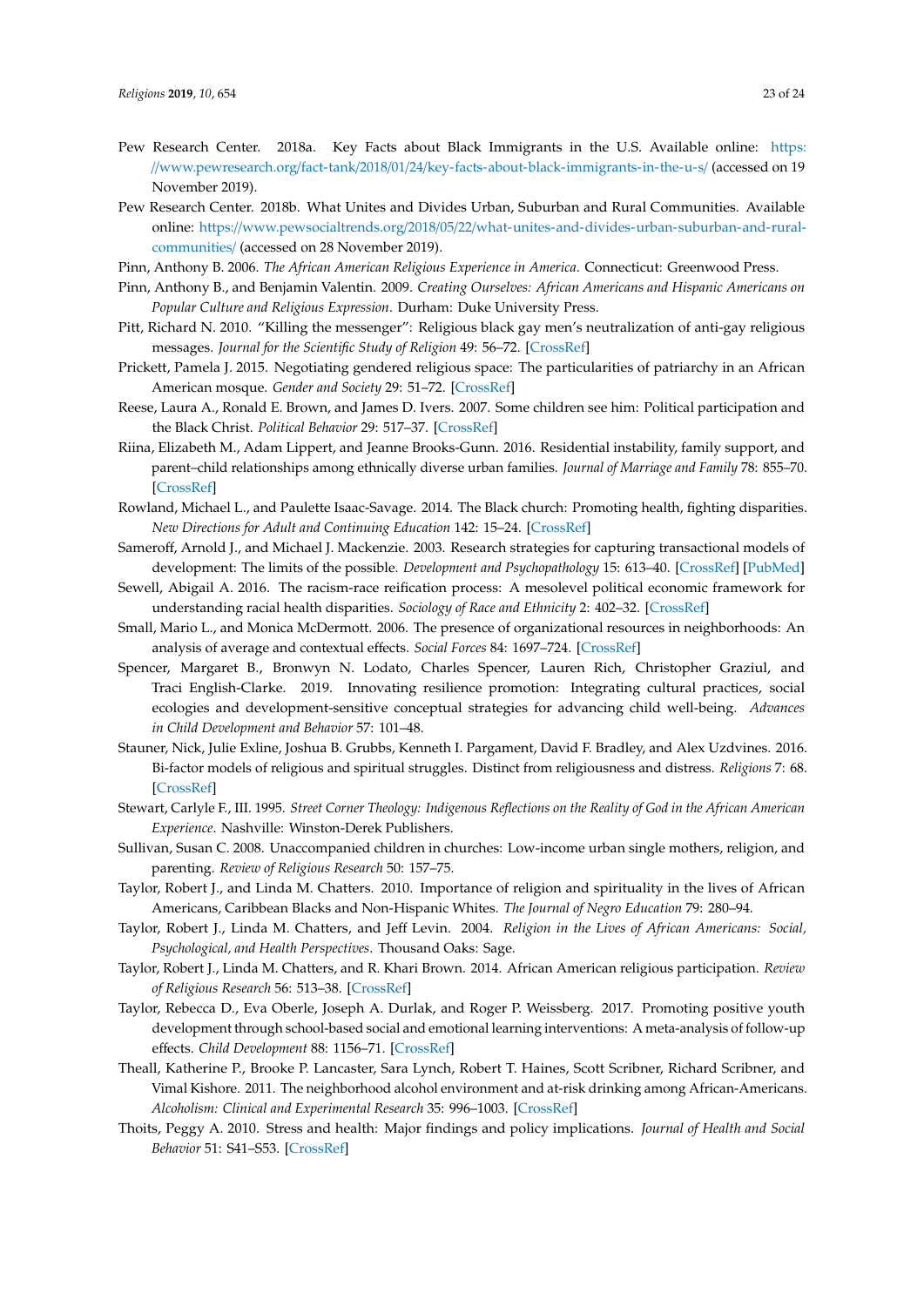Pew Research Center. 2018a. Key Facts about Black Immigrants in the U.S. Available online: https://www.pewresearch.org/fact-tank/2018/01/24/key-facts-about-black-immigrants-in-the-u-s/ (accessed on 19 November 2019).

Pew Research Center. 2018b. What Unites and Divides Urban, Suburban and Rural Communities. Available online: https://www.pewsocialtrends.org/2018/05/22/what-unites-and-divides-urban-suburban-and-rural-communities/ (accessed on 28 November 2019).

Pinn, Anthony B. 2006. *The African American Religious Experience in America*. Connecticut: Greenwood Press.

Pinn, Anthony B., and Benjamin Valentin. 2009. *Creating Ourselves: African Americans and Hispanic Americans on Popular Culture and Religious Expression*. Durham: Duke University Press.

Pitt, Richard N. 2010. "Killing the messenger": Religious black gay men's neutralization of anti-gay religious messages. *Journal for the Scientific Study of Religion* 49: 56–72. [CrossRef]

Prickett, Pamela J. 2015. Negotiating gendered religious space: The particularities of patriarchy in an African American mosque. *Gender and Society* 29: 51–72. [CrossRef]

Reese, Laura A., Ronald E. Brown, and James D. Ivers. 2007. Some children see him: Political participation and the Black Christ. *Political Behavior* 29: 517–37. [CrossRef]

Riina, Elizabeth M., Adam Lippert, and Jeanne Brooks-Gunn. 2016. Residential instability, family support, and parent–child relationships among ethnically diverse urban families. *Journal of Marriage and Family* 78: 855–70. [CrossRef]

Rowland, Michael L., and Paulette Isaac-Savage. 2014. The Black church: Promoting health, fighting disparities. *New Directions for Adult and Continuing Education* 142: 15–24. [CrossRef]

Sameroff, Arnold J., and Michael J. Mackenzie. 2003. Research strategies for capturing transactional models of development: The limits of the possible. *Development and Psychopathology* 15: 613–40. [CrossRef] [PubMed]

Sewell, Abigail A. 2016. The racism-race reification process: A mesolevel political economic framework for understanding racial health disparities. *Sociology of Race and Ethnicity* 2: 402–32. [CrossRef]

Small, Mario L., and Monica McDermott. 2006. The presence of organizational resources in neighborhoods: An analysis of average and contextual effects. *Social Forces* 84: 1697–724. [CrossRef]

Spencer, Margaret B., Bronwyn N. Lodato, Charles Spencer, Lauren Rich, Christopher Graziul, and Traci English-Clarke. 2019. Innovating resilience promotion: Integrating cultural practices, social ecologies and development-sensitive conceptual strategies for advancing child well-being. *Advances in Child Development and Behavior* 57: 101–48.

Stauner, Nick, Julie Exline, Joshua B. Grubbs, Kenneth I. Pargament, David F. Bradley, and Alex Uzdvines. 2016. Bi-factor models of religious and spiritual struggles. Distinct from religiousness and distress. *Religions* 7: 68. [CrossRef]

Stewart, Carlyle F., III. 1995. *Street Corner Theology: Indigenous Reflections on the Reality of God in the African American Experience*. Nashville: Winston-Derek Publishers.

Sullivan, Susan C. 2008. Unaccompanied children in churches: Low-income urban single mothers, religion, and parenting. *Review of Religious Research* 50: 157–75.

Taylor, Robert J., and Linda M. Chatters. 2010. Importance of religion and spirituality in the lives of African Americans, Caribbean Blacks and Non-Hispanic Whites. *The Journal of Negro Education* 79: 280–94.

Taylor, Robert J., Linda M. Chatters, and Jeff Levin. 2004. *Religion in the Lives of African Americans: Social, Psychological, and Health Perspectives*. Thousand Oaks: Sage.

Taylor, Robert J., Linda M. Chatters, and R. Khari Brown. 2014. African American religious participation. *Review of Religious Research* 56: 513–38. [CrossRef]

Taylor, Rebecca D., Eva Oberle, Joseph A. Durlak, and Roger P. Weissberg. 2017. Promoting positive youth development through school-based social and emotional learning interventions: A meta-analysis of follow-up effects. *Child Development* 88: 1156–71. [CrossRef]

Theall, Katherine P., Brooke P. Lancaster, Sara Lynch, Robert T. Haines, Scott Scribner, Richard Scribner, and Vimal Kishore. 2011. The neighborhood alcohol environment and at-risk drinking among African-Americans. *Alcoholism: Clinical and Experimental Research* 35: 996–1003. [CrossRef]

Thoits, Peggy A. 2010. Stress and health: Major findings and policy implications. *Journal of Health and Social Behavior* 51: S41–S53. [CrossRef]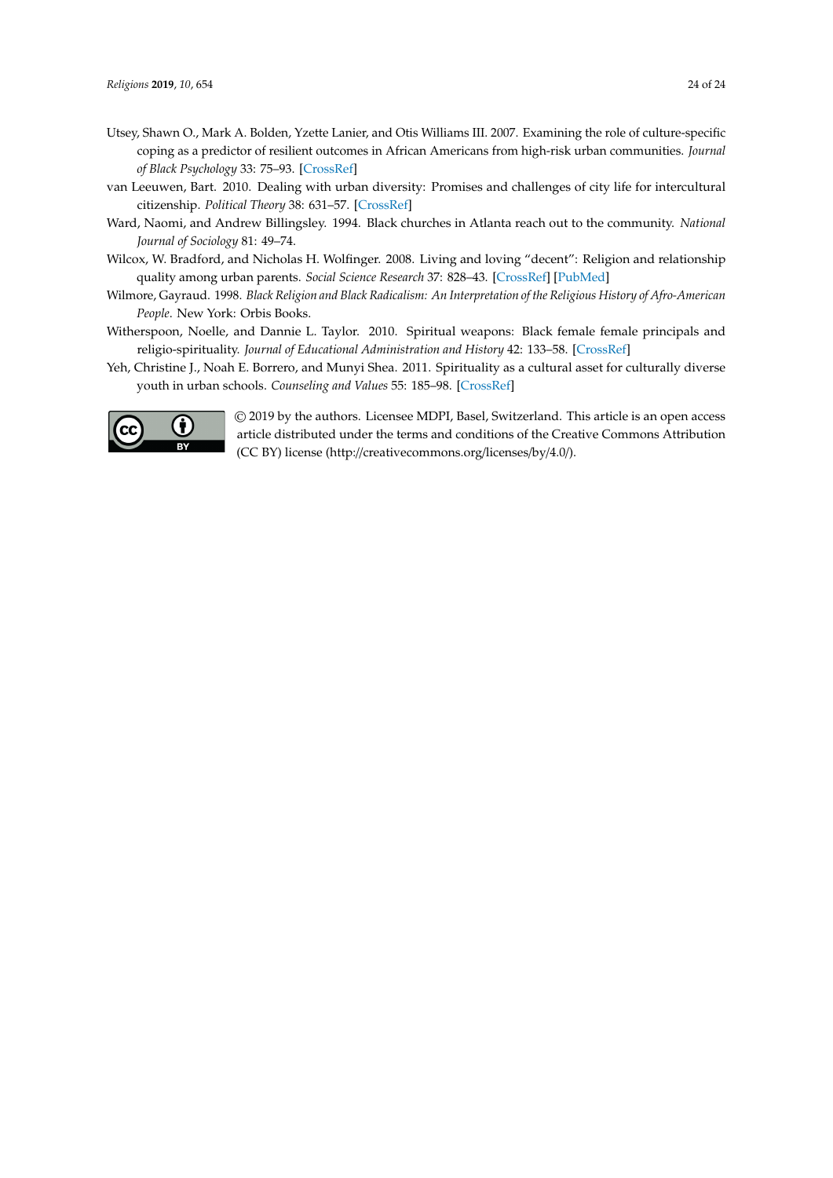Utsey, Shawn O., Mark A. Bolden, Yzette Lanier, and Otis Williams III. 2007. Examining the role of culture-specific coping as a predictor of resilient outcomes in African Americans from high-risk urban communities. *Journal of Black Psychology* 33: 75–93. [CrossRef]

van Leeuwen, Bart. 2010. Dealing with urban diversity: Promises and challenges of city life for intercultural citizenship. *Political Theory* 38: 631–57. [CrossRef]

Ward, Naomi, and Andrew Billingsley. 1994. Black churches in Atlanta reach out to the community. *National Journal of Sociology* 81: 49–74.

Wilcox, W. Bradford, and Nicholas H. Wolfinger. 2008. Living and loving "decent": Religion and relationship quality among urban parents. *Social Science Research* 37: 828–43. [CrossRef] [PubMed]

Wilmore, Gayraud. 1998. *Black Religion and Black Radicalism: An Interpretation of the Religious History of Afro-American People*. New York: Orbis Books.

Witherspoon, Noelle, and Dannie L. Taylor. 2010. Spiritual weapons: Black female female principals and religio-spirituality. *Journal of Educational Administration and History* 42: 133–58. [CrossRef]

Yeh, Christine J., Noah E. Borrero, and Munyi Shea. 2011. Spirituality as a cultural asset for culturally diverse youth in urban schools. *Counseling and Values* 55: 185–98. [CrossRef]

© 2019 by the authors. Licensee MDPI, Basel, Switzerland. This article is an open access article distributed under the terms and conditions of the Creative Commons Attribution (CC BY) license (http://creativecommons.org/licenses/by/4.0/).